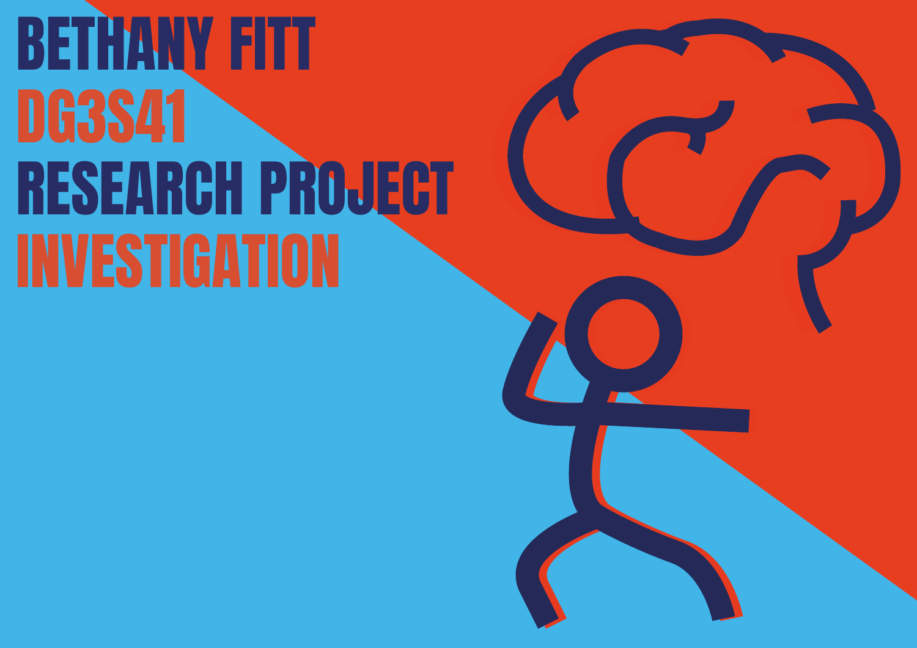# BETHANY FITT

# DG3S41

# RESEARCH PROJECT

# INVESTIGATION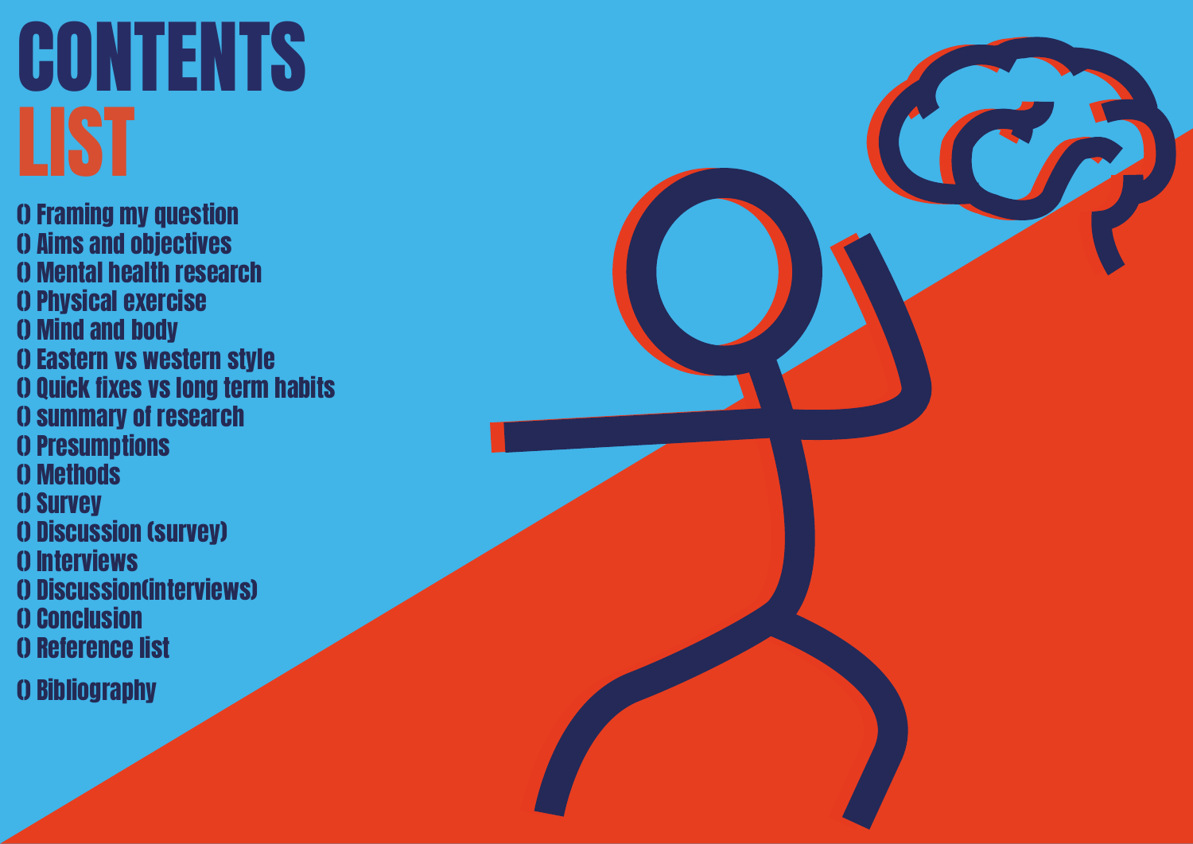# CONTENTS LIST

0 Framing my question
0 Aims and objectives
0 Mental health research
0 Physical exercise
0 Mind and body
0 Eastern vs western style
0 Quick fixes vs long term habits
0 summary of research
0 Presumptions
0 Methods
0 Survey
0 Discussion (survey)
0 Interviews
0 Discussion(interviews)
0 Conclusion
0 Reference list
0 Bibliography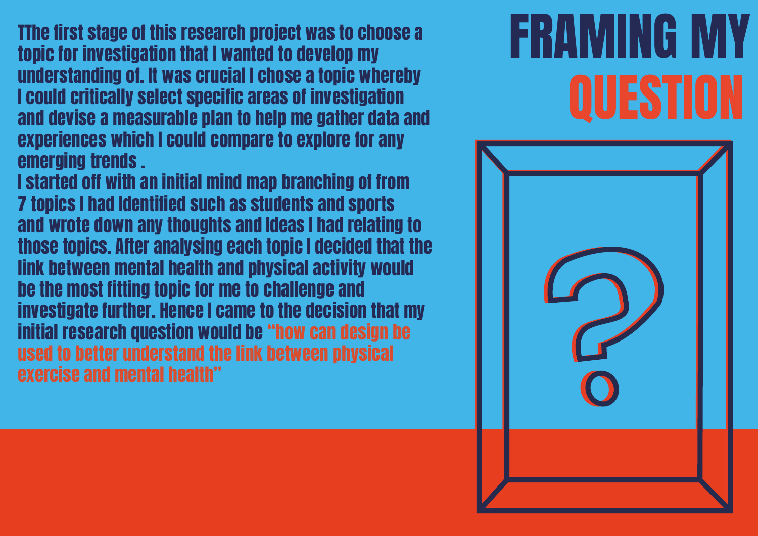# FRAMING MY QUESTION

TThe first stage of this research project was to choose a topic for investigation that I wanted to develop my understanding of. It was crucial I chose a topic whereby I could critically select specific areas of investigation and devise a measurable plan to help me gather data and experiences which I could compare to explore for any emerging trends .

I started off with an initial mind map branching of from 7 topics I had Identified such as students and sports and wrote down any thoughts and Ideas I had relating to those topics. After analysing each topic I decided that the link between mental health and physical activity would be the most fitting topic for me to challenge and investigate further. Hence I came to the decision that my initial research question would be "how can design be used to better understand the link between physical exercise and mental health"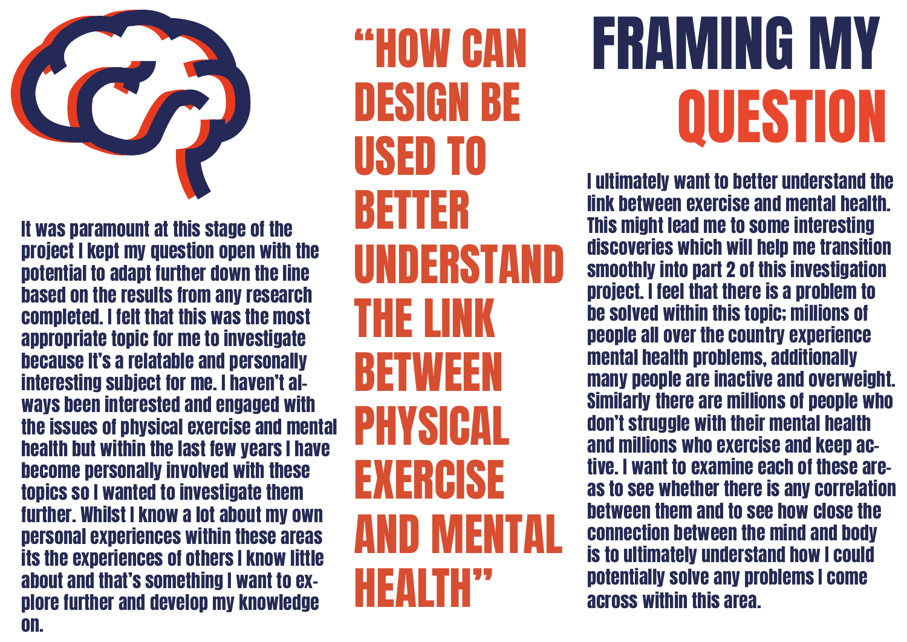# FRAMING MY QUESTION

## "HOW CAN DESIGN BE USED TO BETTER UNDERSTAND THE LINK BETWEEN PHYSICAL EXERCISE AND MENTAL HEALTH"

It was paramount at this stage of the project I kept my question open with the potential to adapt further down the line based on the results from any research completed. I felt that this was the most appropriate topic for me to investigate because It's a relatable and personally interesting subject for me. I haven't always been interested and engaged with the issues of physical exercise and mental health but within the last few years I have become personally involved with these topics so I wanted to investigate them further. Whilst I know a lot about my own personal experiences within these areas its the experiences of others I know little about and that's something I want to explore further and develop my knowledge on.

I ultimately want to better understand the link between exercise and mental health. This might lead me to some interesting discoveries which will help me transition smoothly into part 2 of this investigation project. I feel that there is a problem to be solved within this topic; millions of people all over the country experience mental health problems, additionally many people are inactive and overweight. Similarly there are millions of people who don't struggle with their mental health and millions who exercise and keep active. I want to examine each of these areas to see whether there is any correlation between them and to see how close the connection between the mind and body is to ultimately understand how I could potentially solve any problems I come across within this area.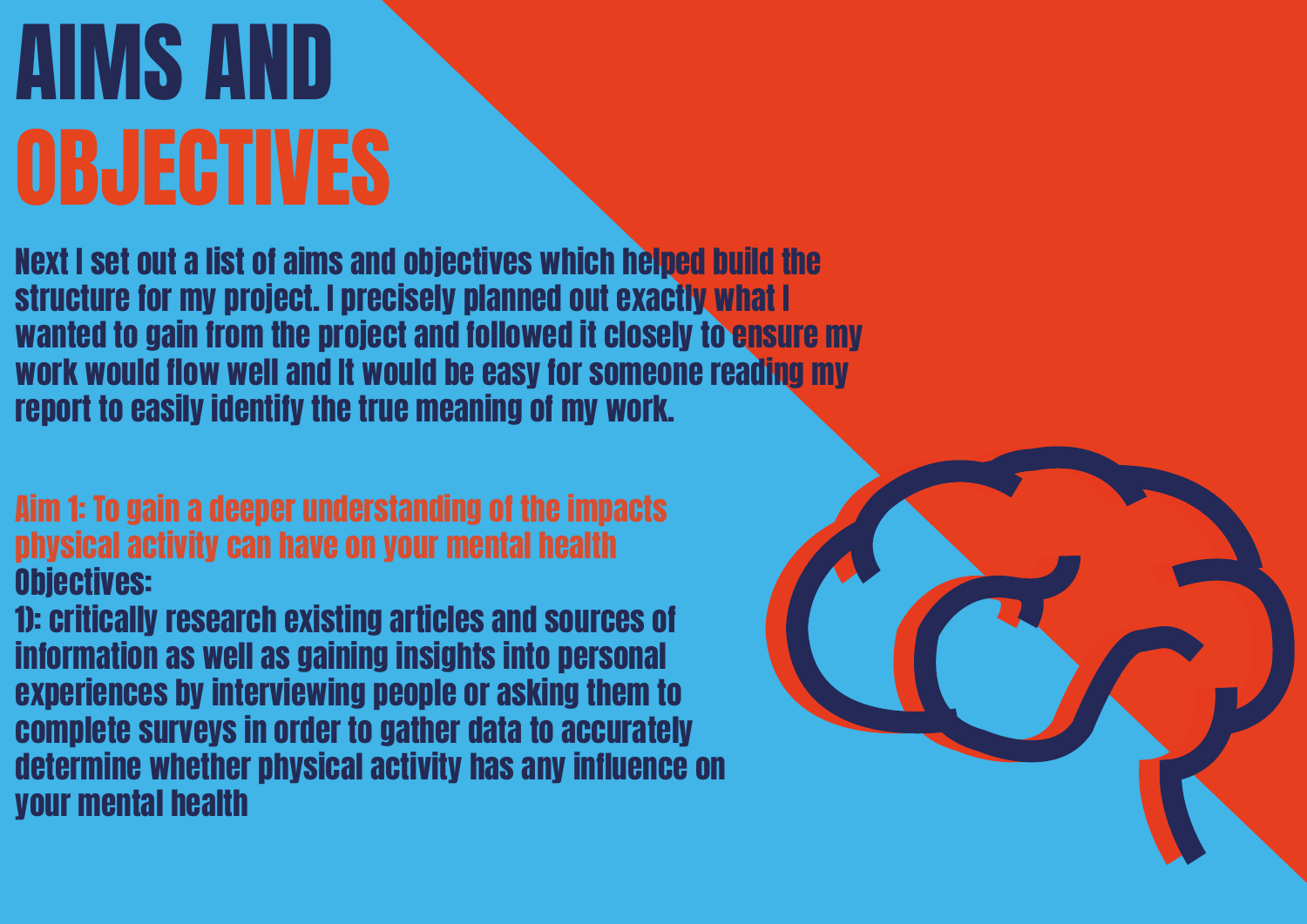# AIMS AND OBJECTIVES

Next I set out a list of aims and objectives which helped build the structure for my project. I precisely planned out exactly what I wanted to gain from the project and followed it closely to ensure my work would flow well and it would be easy for someone reading my report to easily identify the true meaning of my work.

## Aim 1: To gain a deeper understanding of the impacts physical activity can have on your mental health

Objectives:

1): critically research existing articles and sources of information as well as gaining insights into personal experiences by interviewing people or asking them to complete surveys in order to gather data to accurately determine whether physical activity has any influence on your mental health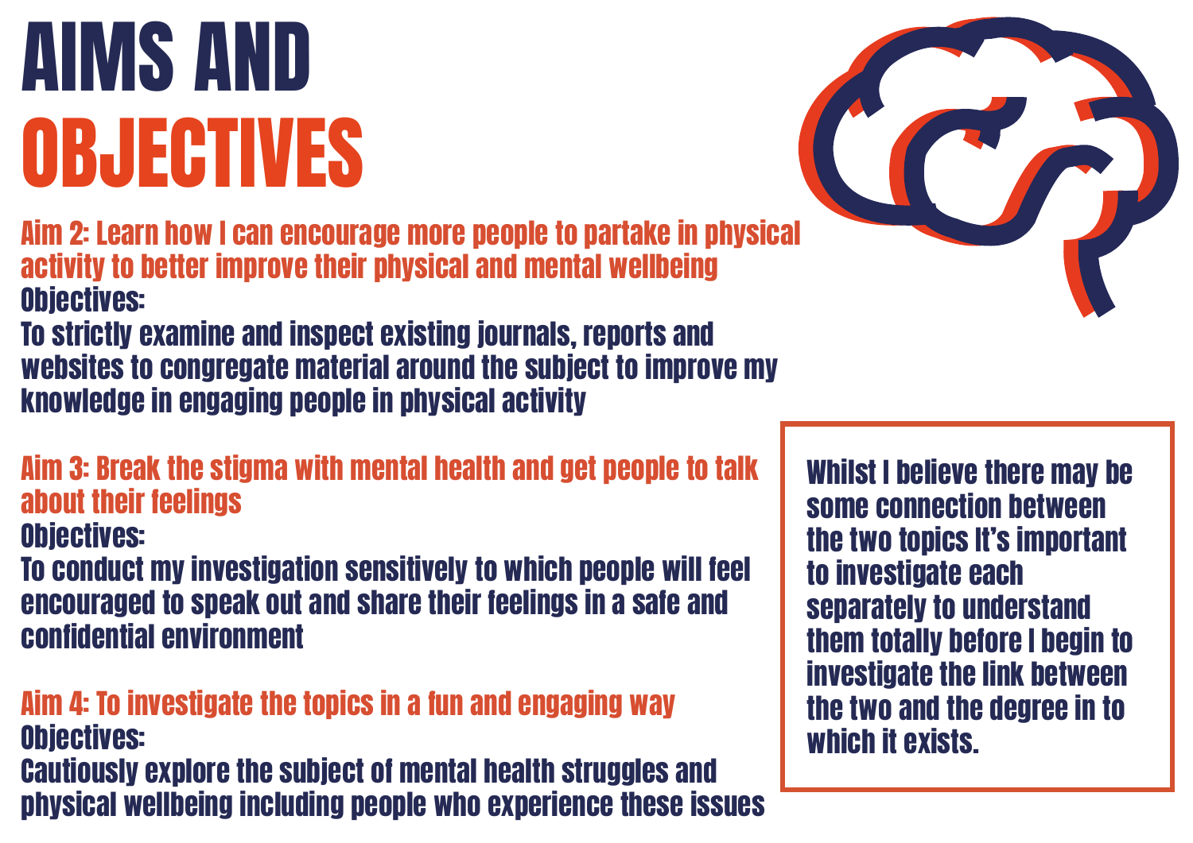# AIMS AND OBJECTIVES

## Aim 2: Learn how I can encourage more people to partake in physical activity to better improve their physical and mental wellbeing

**Objectives:**

To strictly examine and inspect existing journals, reports and websites to congregate material around the subject to improve my knowledge in engaging people in physical activity

## Aim 3: Break the stigma with mental health and get people to talk about their feelings

**Objectives:**

To conduct my investigation sensitively to which people will feel encouraged to speak out and share their feelings in a safe and confidential environment

## Aim 4: To investigate the topics in a fun and engaging way

**Objectives:**

Cautiously explore the subject of mental health struggles and physical wellbeing including people who experience these issues

Whilst I believe there may be some connection between the two topics It's important to investigate each separately to understand them totally before I begin to investigate the link between the two and the degree in to which it exists.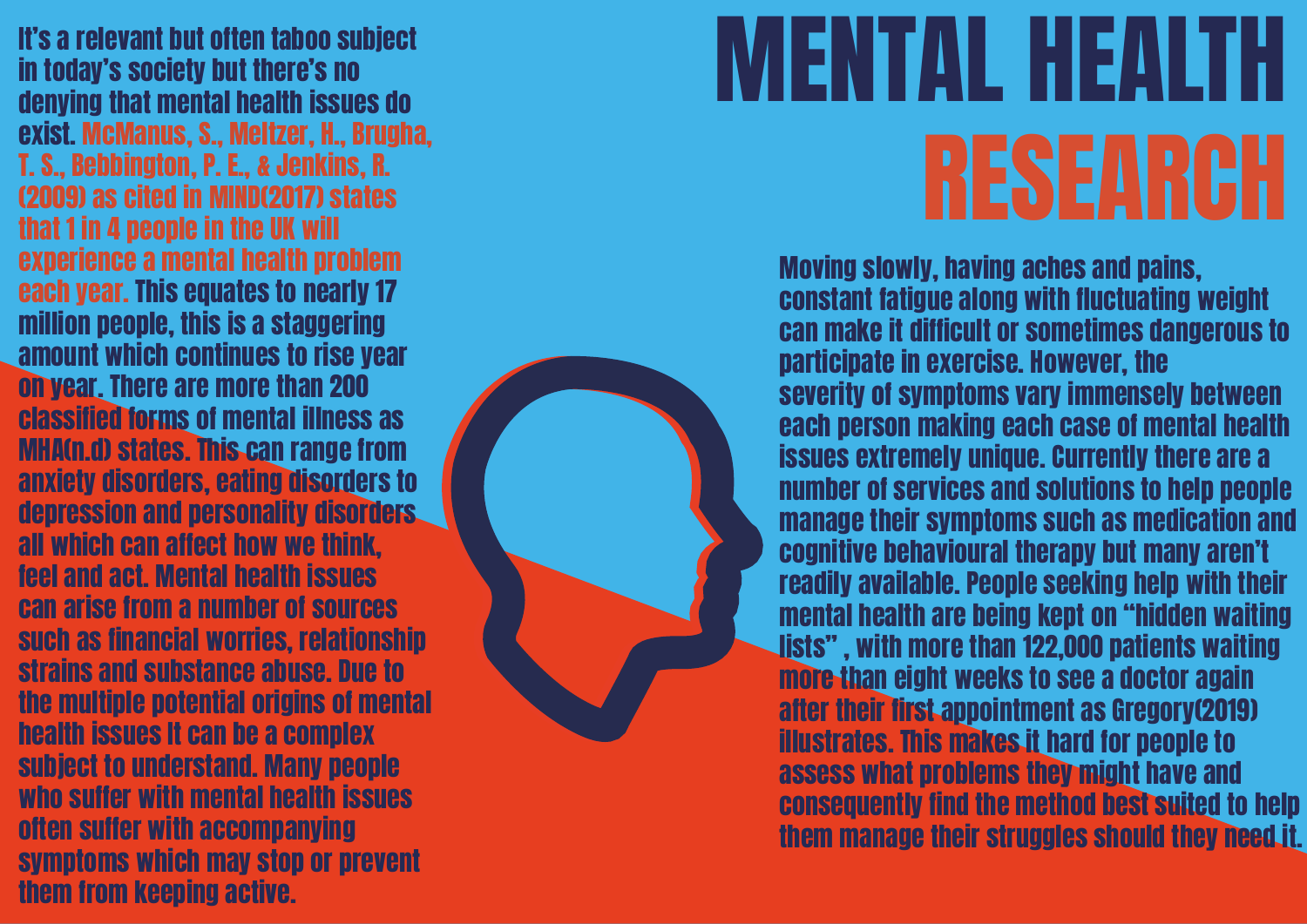# MENTAL HEALTH RESEARCH

It's a relevant but often taboo subject in today's society but there's no denying that mental health issues do exist. McManus, S., Meltzer, H., Brugha, T. S., Bebbington, P. E., & Jenkins, R. (2009) as cited in MIND(2017) states that 1 in 4 people in the UK will experience a mental health problem each year. This equates to nearly 17 million people, this is a staggering amount which continues to rise year on year. There are more than 200 classified forms of mental illness as MHA(n.d) states. This can range from anxiety disorders, eating disorders to depression and personality disorders all which can affect how we think, feel and act. Mental health issues can arise from a number of sources such as financial worries, relationship strains and substance abuse. Due to the multiple potential origins of mental health issues it can be a complex subject to understand. Many people who suffer with mental health issues often suffer with accompanying symptoms which may stop or prevent them from keeping active.

Moving slowly, having aches and pains, constant fatigue along with fluctuating weight can make it difficult or sometimes dangerous to participate in exercise. However, the severity of symptoms vary immensely between each person making each case of mental health issues extremely unique. Currently there are a number of services and solutions to help people manage their symptoms such as medication and cognitive behavioural therapy but many aren't readily available. People seeking help with their mental health are being kept on "hidden waiting lists" , with more than 122,000 patients waiting more than eight weeks to see a doctor again after their first appointment as Gregory(2019) illustrates. This makes it hard for people to assess what problems they might have and consequently find the method best suited to help them manage their struggles should they need it.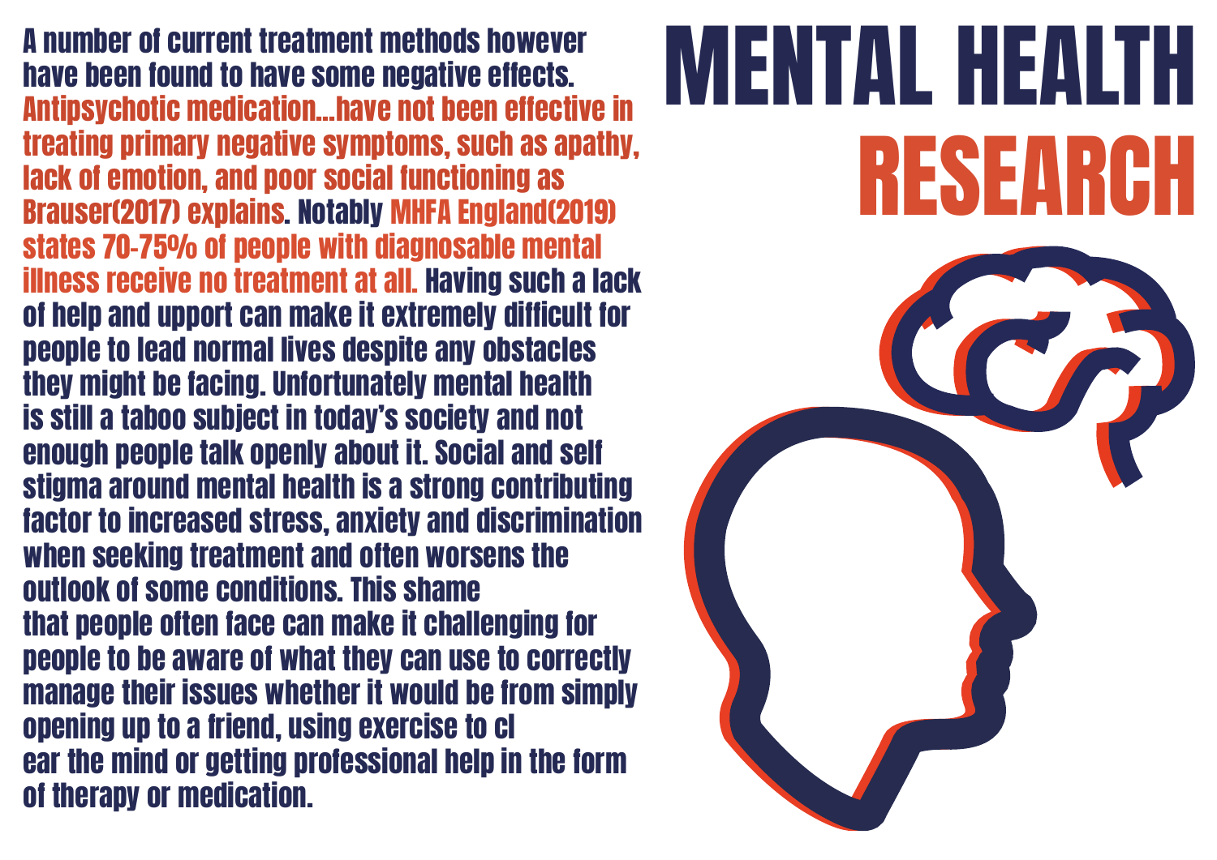# MENTAL HEALTH RESEARCH

A number of current treatment methods however have been found to have some negative effects. Antipsychotic medication...have not been effective in treating primary negative symptoms, such as apathy, lack of emotion, and poor social functioning as Brauser(2017) explains. Notably MHFA England(2019) states 70-75% of people with diagnosable mental illness receive no treatment at all. Having such a lack of help and upport can make it extremely difficult for people to lead normal lives despite any obstacles they might be facing. Unfortunately mental health is still a taboo subject in today's society and not enough people talk openly about it. Social and self stigma around mental health is a strong contributing factor to increased stress, anxiety and discrimination when seeking treatment and often worsens the outlook of some conditions. This shame that people often face can make it challenging for people to be aware of what they can use to correctly manage their issues whether it would be from simply opening up to a friend, using exercise to cl ear the mind or getting professional help in the form of therapy or medication.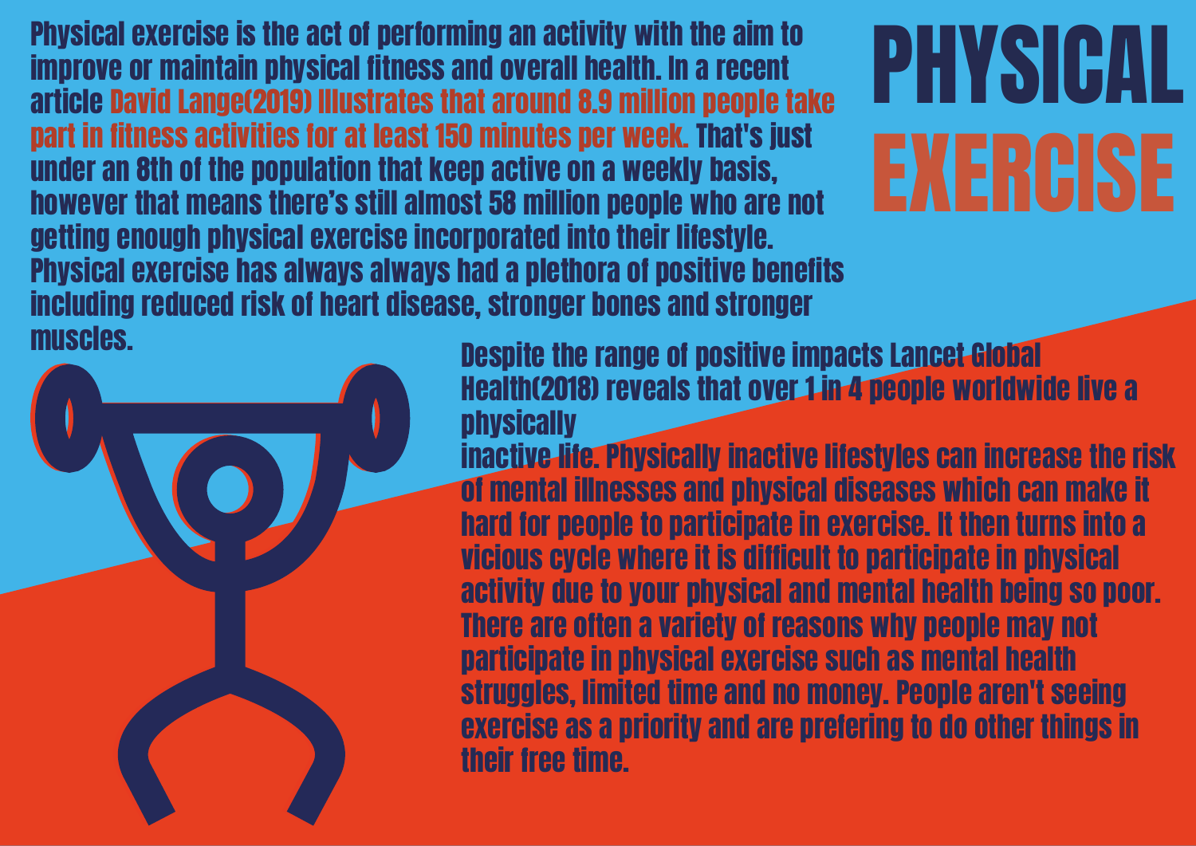# PHYSICAL EXERCISE

Physical exercise is the act of performing an activity with the aim to improve or maintain physical fitness and overall health. In a recent article David Lange(2019) Illustrates that around 8.9 million people take part in fitness activities for at least 150 minutes per week. That's just under an 8th of the population that keep active on a weekly basis, however that means there's still almost 58 million people who are not getting enough physical exercise incorporated into their lifestyle. Physical exercise has always always had a plethora of positive benefits including reduced risk of heart disease, stronger bones and stronger muscles.

Despite the range of positive impacts Lancet Global Health(2018) reveals that over 1 in 4 people worldwide live a physically inactive life. Physically inactive lifestyles can increase the risk of mental illnesses and physical diseases which can make it hard for people to participate in exercise. It then turns into a vicious cycle where it is difficult to participate in physical activity due to your physical and mental health being so poor. There are often a variety of reasons why people may not participate in physical exercise such as mental health struggles, limited time and no money. People aren't seeing exercise as a priority and are prefering to do other things in their free time.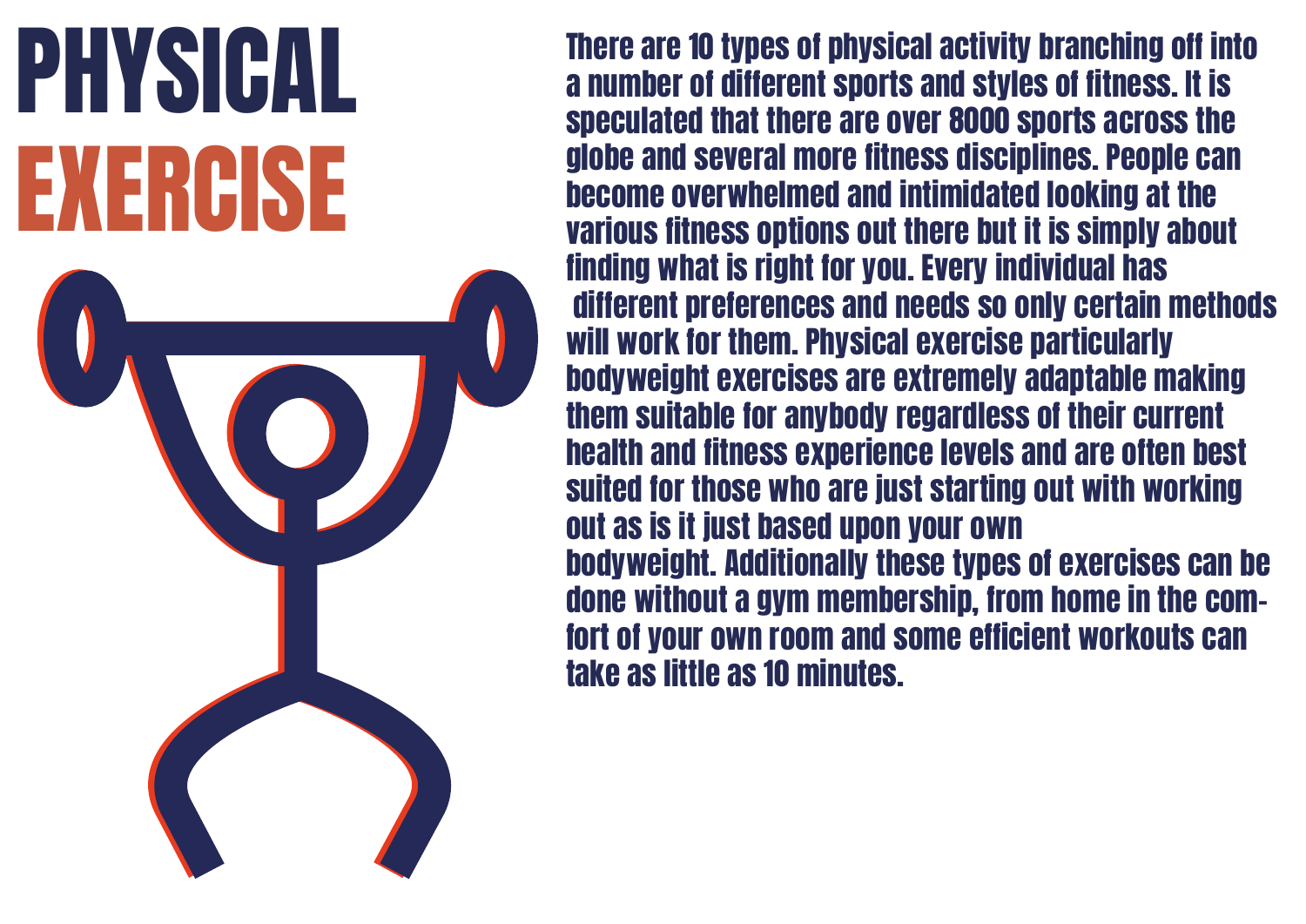# PHYSICAL EXERCISE

There are 10 types of physical activity branching off into a number of different sports and styles of fitness. It is speculated that there are over 8000 sports across the globe and several more fitness disciplines. People can become overwhelmed and intimidated looking at the various fitness options out there but it is simply about finding what is right for you. Every individual has different preferences and needs so only certain methods will work for them. Physical exercise particularly bodyweight exercises are extremely adaptable making them suitable for anybody regardless of their current health and fitness experience levels and are often best suited for those who are just starting out with working out as is it just based upon your own bodyweight. Additionally these types of exercises can be done without a gym membership, from home in the comfort of your own room and some efficient workouts can take as little as 10 minutes.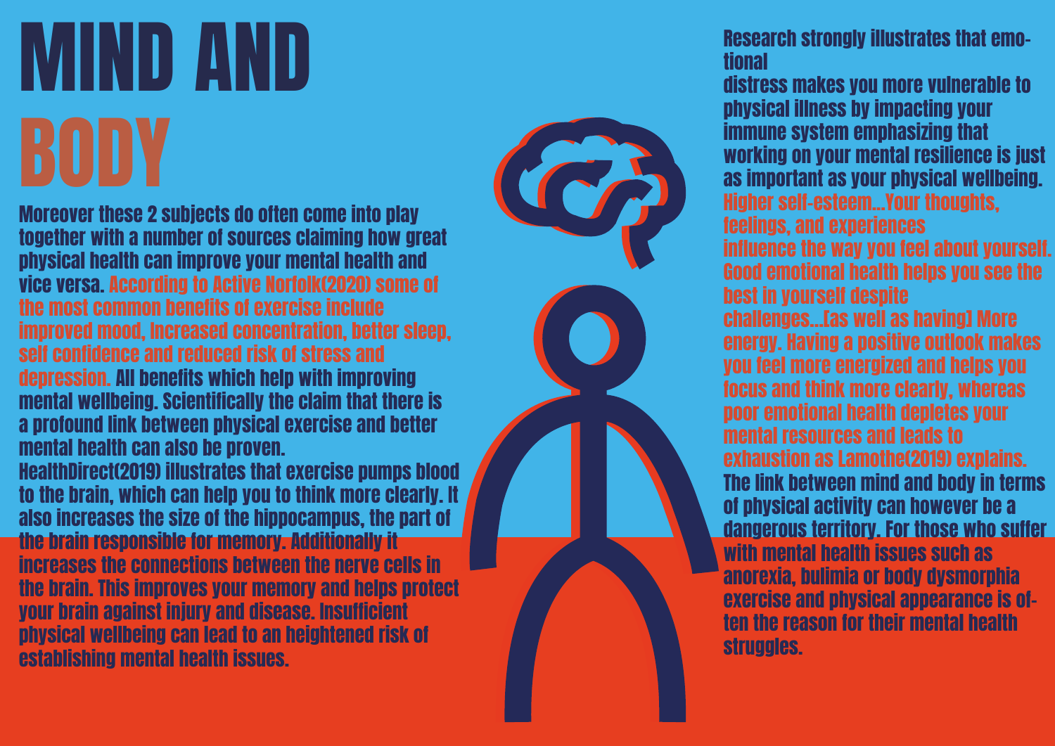# MIND AND BODY

Moreover these 2 subjects do often come into play together with a number of sources claiming how great physical health can improve your mental health and vice versa. According to Active Norfolk(2020) some of the most common benefits of exercise include improved mood, Increased concentration, better sleep, self confidence and reduced risk of stress and depression. All benefits which help with improving mental wellbeing. Scientifically the claim that there is a profound link between physical exercise and better mental health can also be proven. HealthDirect(2019) illustrates that exercise pumps blood to the brain, which can help you to think more clearly. It also increases the size of the hippocampus, the part of the brain responsible for memory. Additionally it increases the connections between the nerve cells in the brain. This improves your memory and helps protect your brain against injury and disease. Insufficient physical wellbeing can lead to an heightened risk of establishing mental health issues.

Research strongly illustrates that emotional distress makes you more vulnerable to physical illness by impacting your immune system emphasizing that working on your mental resilience is just as important as your physical wellbeing. Higher self-esteem...Your thoughts, feelings, and experiences influence the way you feel about yourself. Good emotional health helps you see the best in yourself despite challenges...[as well as having] More energy. Having a positive outlook makes you feel more energized and helps you focus and think more clearly, whereas poor emotional health depletes your mental resources and leads to exhaustion as Lamothe(2019) explains. The link between mind and body in terms of physical activity can however be a dangerous territory. For those who suffer with mental health issues such as anorexia, bulimia or body dysmorphia exercise and physical appearance is often the reason for their mental health struggles.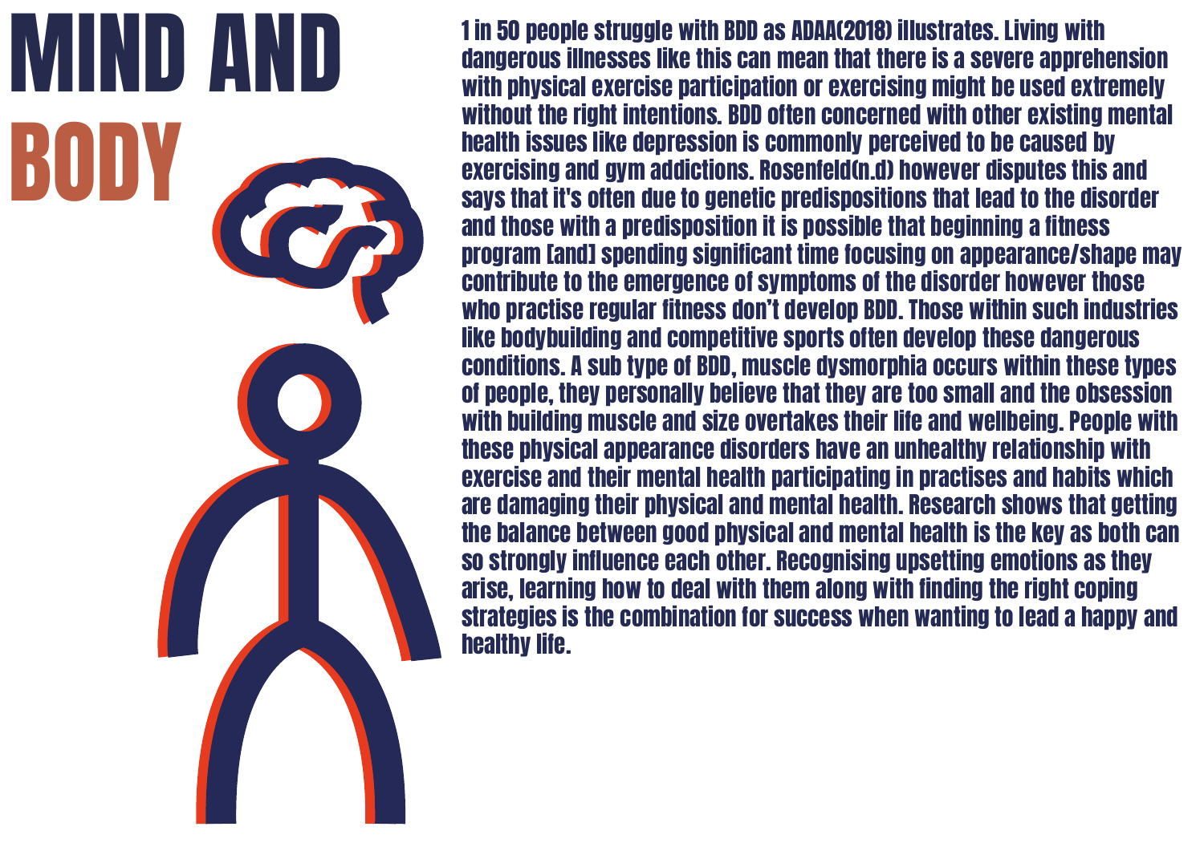# MIND AND BODY

1 in 50 people struggle with BDD as ADAA(2018) illustrates. Living with dangerous illnesses like this can mean that there is a severe apprehension with physical exercise participation or exercising might be used extremely without the right intentions. BDD often concerned with other existing mental health issues like depression is commonly perceived to be caused by exercising and gym addictions. Rosenfeld(n.d) however disputes this and says that it's often due to genetic predispositions that lead to the disorder and those with a predisposition it is possible that beginning a fitness program [and] spending significant time focusing on appearance/shape may contribute to the emergence of symptoms of the disorder however those who practise regular fitness don't develop BDD. Those within such industries like bodybuilding and competitive sports often develop these dangerous conditions. A sub type of BDD, muscle dysmorphia occurs within these types of people, they personally believe that they are too small and the obsession with building muscle and size overtakes their life and wellbeing. People with these physical appearance disorders have an unhealthy relationship with exercise and their mental health participating in practises and habits which are damaging their physical and mental health. Research shows that getting the balance between good physical and mental health is the key as both can so strongly influence each other. Recognising upsetting emotions as they arise, learning how to deal with them along with finding the right coping strategies is the combination for success when wanting to lead a happy and healthy life.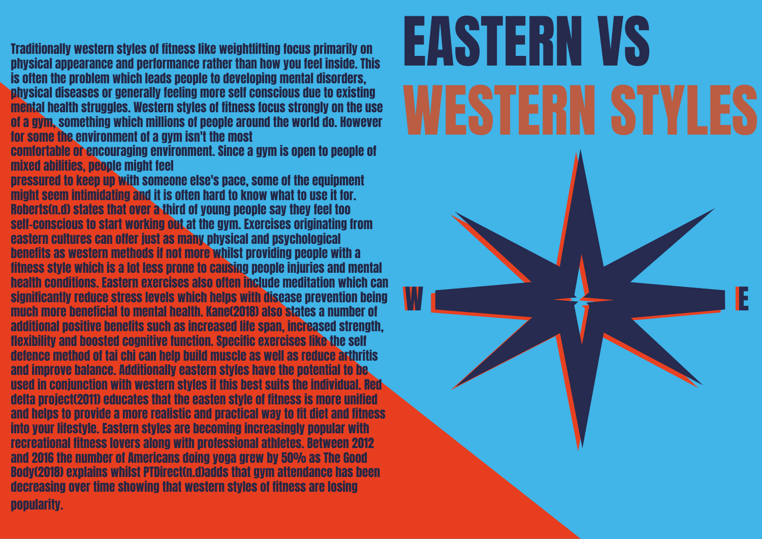# EASTERN VS WESTERN STYLES

Traditionally western styles of fitness like weightlifting focus primarily on physical appearance and performance rather than how you feel inside. This is often the problem which leads people to developing mental disorders, physical diseases or generally feeling more self conscious due to existing mental health struggles. Western styles of fitness focus strongly on the use of a gym, something which millions of people around the world do. However for some the environment of a gym isn't the most comfortable or encouraging environment. Since a gym is open to people of mixed abilities, people might feel pressured to keep up with someone else's pace, some of the equipment might seem intimidating and it is often hard to know what to use it for. Roberts(n.d) states that over a third of young people say they feel too self-conscious to start working out at the gym. Exercises originating from eastern cultures can offer just as many physical and psychological benefits as western methods if not more whilst providing people with a fitness style which is a lot less prone to causing people injuries and mental health conditions. Eastern exercises also often include meditation which can significantly reduce stress levels which helps with disease prevention being much more beneficial to mental health. Kane(2018) also states a number of additional positive benefits such as increased life span, increased strength, flexibility and boosted cognitive function. Specific exercises like the self defence method of tai chi can help build muscle as well as reduce arthritis and improve balance. Additionally eastern styles have the potential to be used in conjunction with western styles if this best suits the individual. Red delta project(2011) educates that the easten style of fitness is more unified and helps to provide a more realistic and practical way to fit diet and fitness into your lifestyle. Eastern styles are becoming increasingly popular with recreational fitness lovers along with professional athletes. Between 2012 and 2016 the number of Americans doing yoga grew by 50% as The Good Body(2018) explains whilst PTDirect(n.d)adds that gym attendance has been decreasing over time showing that western styles of fitness are losing popularity.

W E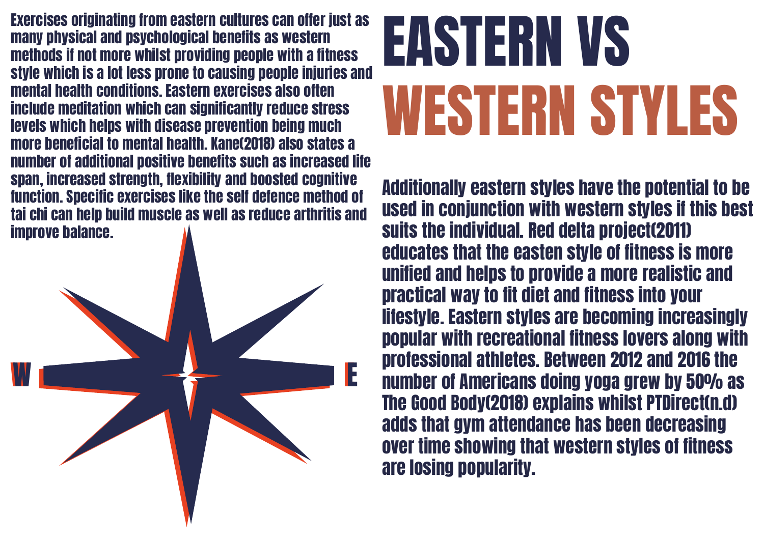# EASTERN VS WESTERN STYLES

Exercises originating from eastern cultures can offer just as many physical and psychological benefits as western methods if not more whilst providing people with a fitness style which is a lot less prone to causing people injuries and mental health conditions. Eastern exercises also often include meditation which can significantly reduce stress levels which helps with disease prevention being much more beneficial to mental health. Kane(2018) also states a number of additional positive benefits such as increased life span, increased strength, flexibility and boosted cognitive function. Specific exercises like the self defence method of tai chi can help build muscle as well as reduce arthritis and improve balance.

W E

Additionally eastern styles have the potential to be used in conjunction with western styles if this best suits the individual. Red delta project(2011) educates that the easten style of fitness is more unified and helps to provide a more realistic and practical way to fit diet and fitness into your lifestyle. Eastern styles are becoming increasingly popular with recreational fitness lovers along with professional athletes. Between 2012 and 2016 the number of Americans doing yoga grew by 50% as The Good Body(2018) explains whilst PTDirect(n.d) adds that gym attendance has been decreasing over time showing that western styles of fitness are losing popularity.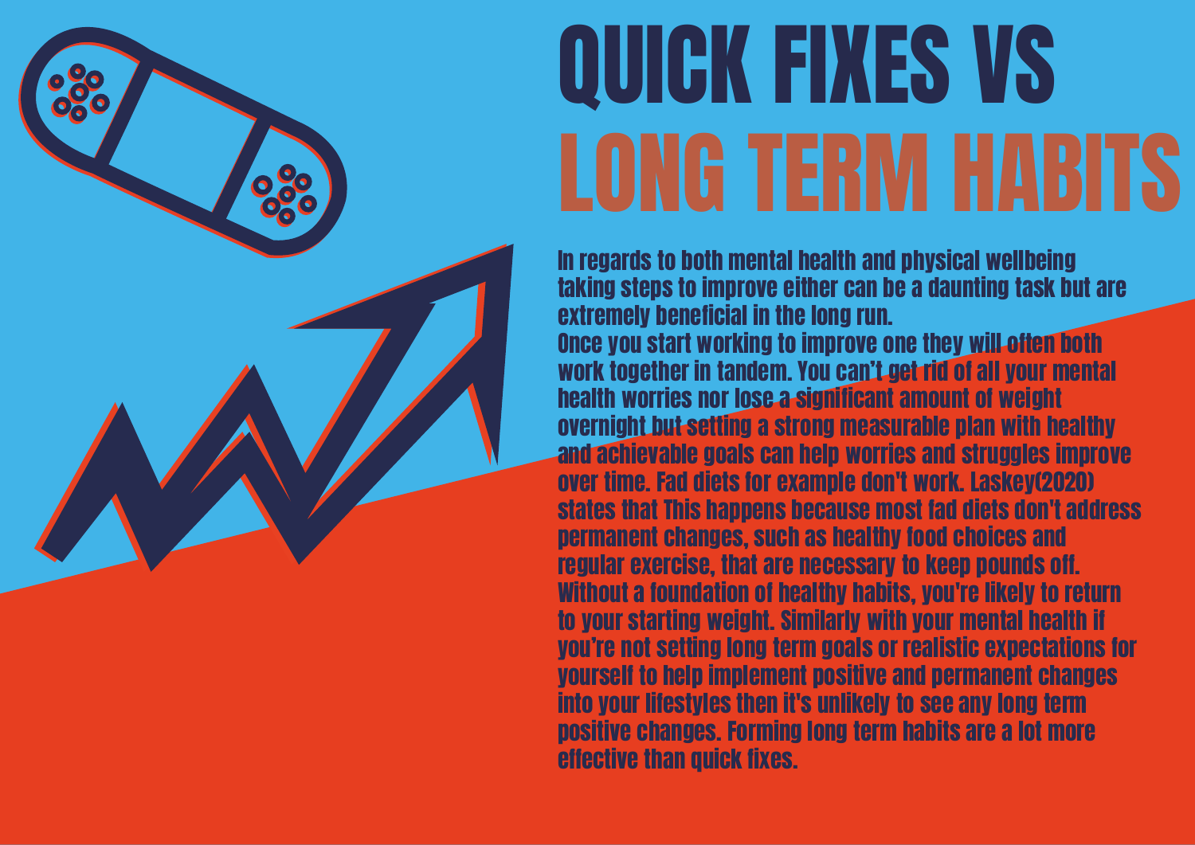# QUICK FIXES VS LONG TERM HABITS

In regards to both mental health and physical wellbeing taking steps to improve either can be a daunting task but are extremely beneficial in the long run.
Once you start working to improve one they will often both work together in tandem. You can't get rid of all your mental health worries nor lose a significant amount of weight overnight but setting a strong measurable plan with healthy and achievable goals can help worries and struggles improve over time. Fad diets for example don't work. Laskey(2020) states that This happens because most fad diets don't address permanent changes, such as healthy food choices and regular exercise, that are necessary to keep pounds off. Without a foundation of healthy habits, you're likely to return to your starting weight. Similarly with your mental health if you're not setting long term goals or realistic expectations for yourself to help implement positive and permanent changes into your lifestyles then it's unlikely to see any long term positive changes. Forming long term habits are a lot more effective than quick fixes.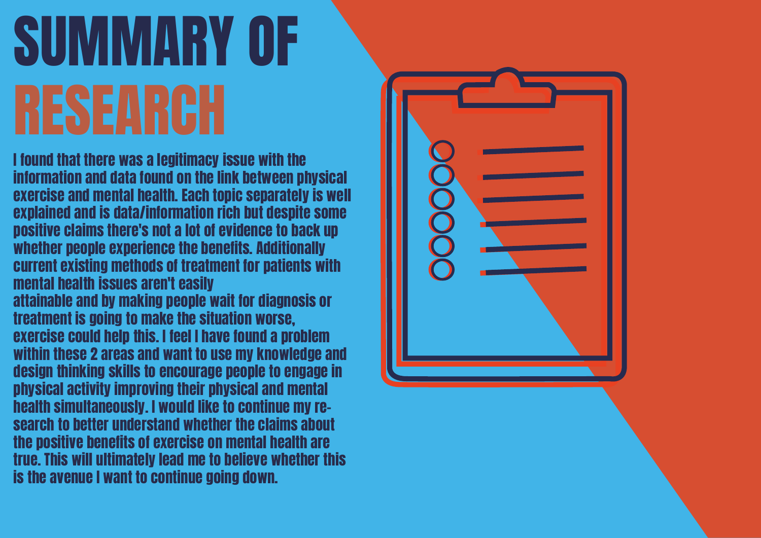# SUMMARY OF RESEARCH

I found that there was a legitimacy issue with the information and data found on the link between physical exercise and mental health. Each topic separately is well explained and is data/information rich but despite some positive claims there's not a lot of evidence to back up whether people experience the benefits. Additionally current existing methods of treatment for patients with mental health issues aren't easily attainable and by making people wait for diagnosis or treatment is going to make the situation worse, exercise could help this. I feel I have found a problem within these 2 areas and want to use my knowledge and design thinking skills to encourage people to engage in physical activity improving their physical and mental health simultaneously. I would like to continue my research to better understand whether the claims about the positive benefits of exercise on mental health are true. This will ultimately lead me to believe whether this is the avenue I want to continue going down.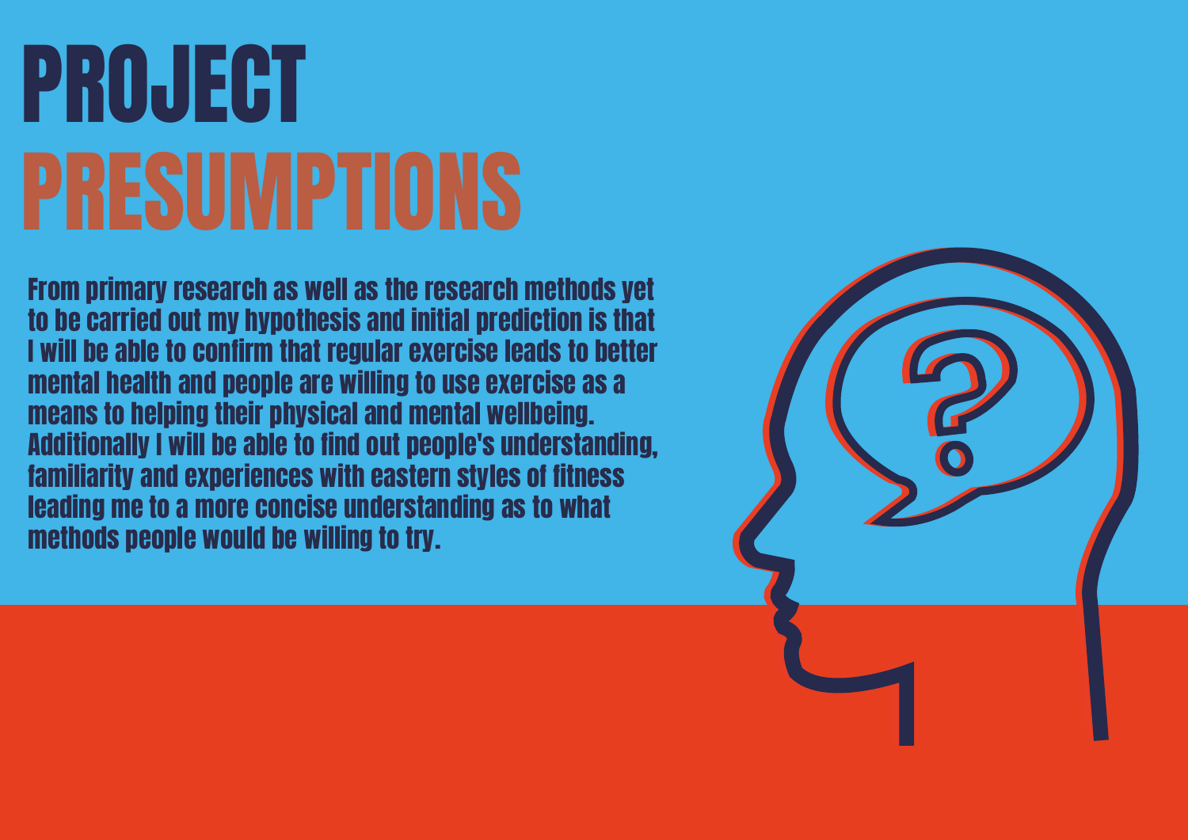# PROJECT PRESUMPTIONS

From primary research as well as the research methods yet to be carried out my hypothesis and initial prediction is that I will be able to confirm that regular exercise leads to better mental health and people are willing to use exercise as a means to helping their physical and mental wellbeing. Additionally I will be able to find out people's understanding, familiarity and experiences with eastern styles of fitness leading me to a more concise understanding as to what methods people would be willing to try.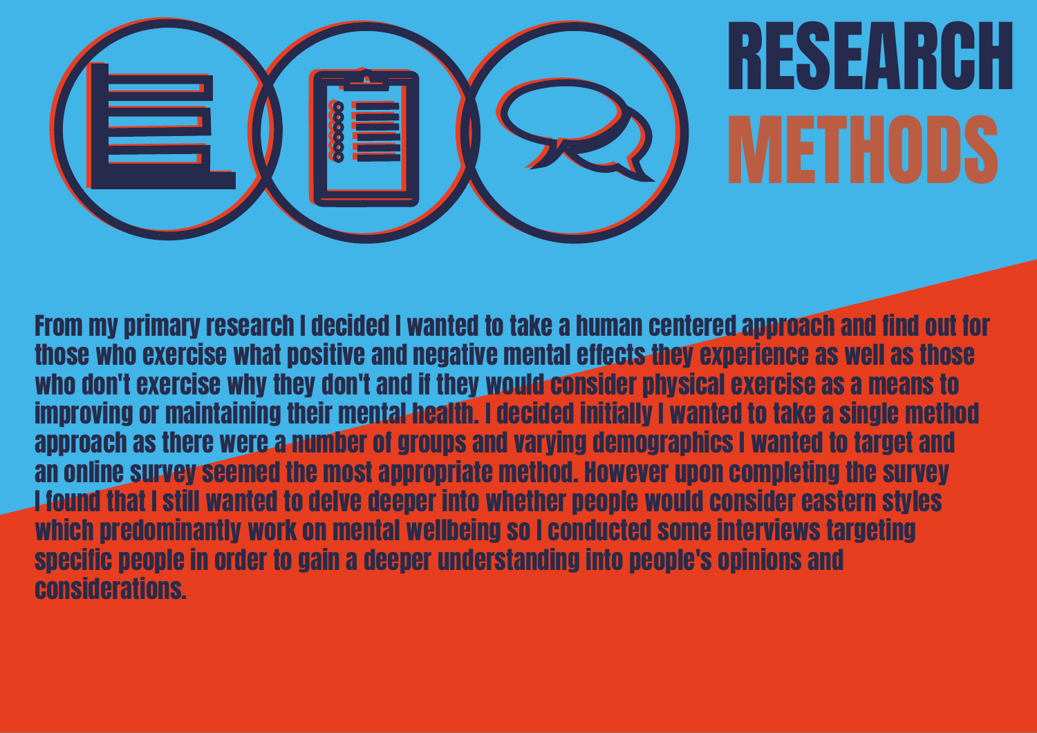# RESEARCH METHODS

From my primary research I decided I wanted to take a human centered approach and find out for those who exercise what positive and negative mental effects they experience as well as those who don't exercise why they don't and if they would consider physical exercise as a means to improving or maintaining their mental health. I decided initially I wanted to take a single method approach as there were a number of groups and varying demographics I wanted to target and an online survey seemed the most appropriate method. However upon completing the survey I found that I still wanted to delve deeper into whether people would consider eastern styles which predominantly work on mental wellbeing so I conducted some interviews targeting specific people in order to gain a deeper understanding into people's opinions and considerations.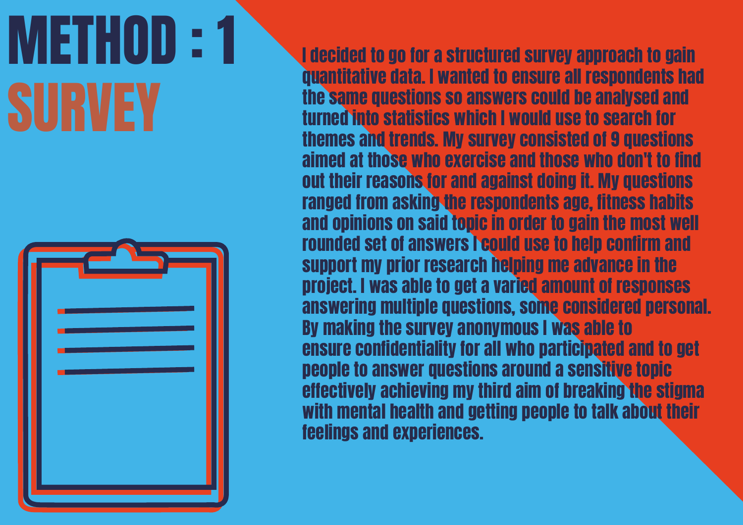# METHOD : 1

## SURVEY

I decided to go for a structured survey approach to gain quantitative data. I wanted to ensure all respondents had the same questions so answers could be analysed and turned into statistics which I would use to search for themes and trends. My survey consisted of 9 questions aimed at those who exercise and those who don't to find out their reasons for and against doing it. My questions ranged from asking the respondents age, fitness habits and opinions on said topic in order to gain the most well rounded set of answers I could use to help confirm and support my prior research helping me advance in the project. I was able to get a varied amount of responses answering multiple questions, some considered personal. By making the survey anonymous I was able to ensure confidentiality for all who participated and to get people to answer questions around a sensitive topic effectively achieving my third aim of breaking the stigma with mental health and getting people to talk about their feelings and experiences.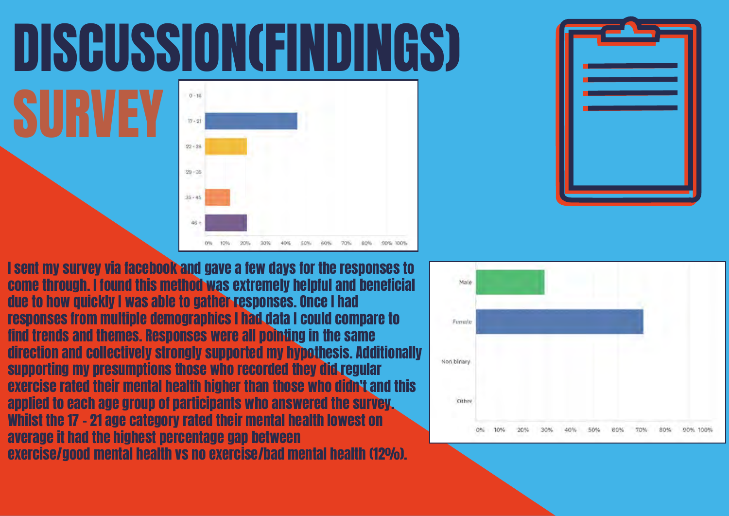# DISCUSSION(FINDINGS)

## SURVEY

I sent my survey via facebook and gave a few days for the responses to come through. I found this method was extremely helpful and beneficial due to how quickly I was able to gather responses. Once I had responses from multiple demographics I had data I could compare to find trends and themes. Responses were all pointing in the same direction and collectively strongly supported my hypothesis. Additionally supporting my presumptions those who recorded they did regular exercise rated their mental health higher than those who didn't and this applied to each age group of participants who answered the survey. Whilst the 17 - 21 age category rated their mental health lowest on average it had the highest percentage gap between exercise/good mental health vs no exercise/bad mental health (12%).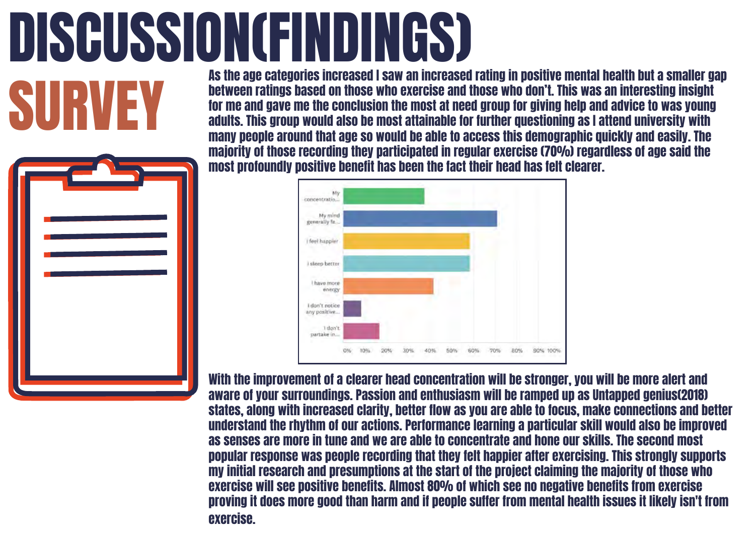# DISCUSSION(FINDINGS)

## SURVEY

As the age categories increased I saw an increased rating in positive mental health but a smaller gap between ratings based on those who exercise and those who don't. This was an interesting insight for me and gave me the conclusion the most at need group for giving help and advice to was young adults. This group would also be most attainable for further questioning as I attend university with many people around that age so would be able to access this demographic quickly and easily. The majority of those recording they participated in regular exercise (70%) regardless of age said the most profoundly positive benefit has been the fact their head has felt clearer.

| Response | Approx. % |
| --- | --- |
| My concentratio... | ~37% |
| My mind generally fe... | ~71% |
| I feel happier | ~58% |
| I sleep better | ~58% |
| I have more energy | ~41% |
| I don't notice any positive... | ~8% |
| I don't partake in... | ~16% |

With the improvement of a clearer head concentration will be stronger, you will be more alert and aware of your surroundings. Passion and enthusiasm will be ramped up as Untapped genius(2018) states, along with increased clarity, better flow as you are able to focus, make connections and better understand the rhythm of our actions. Performance learning a particular skill would also be improved as senses are more in tune and we are able to concentrate and hone our skills. The second most popular response was people recording that they felt happier after exercising. This strongly supports my initial research and presumptions at the start of the project claiming the majority of those who exercise will see positive benefits. Almost 80% of which see no negative benefits from exercise proving it does more good than harm and if people suffer from mental health issues it likely isn't from exercise.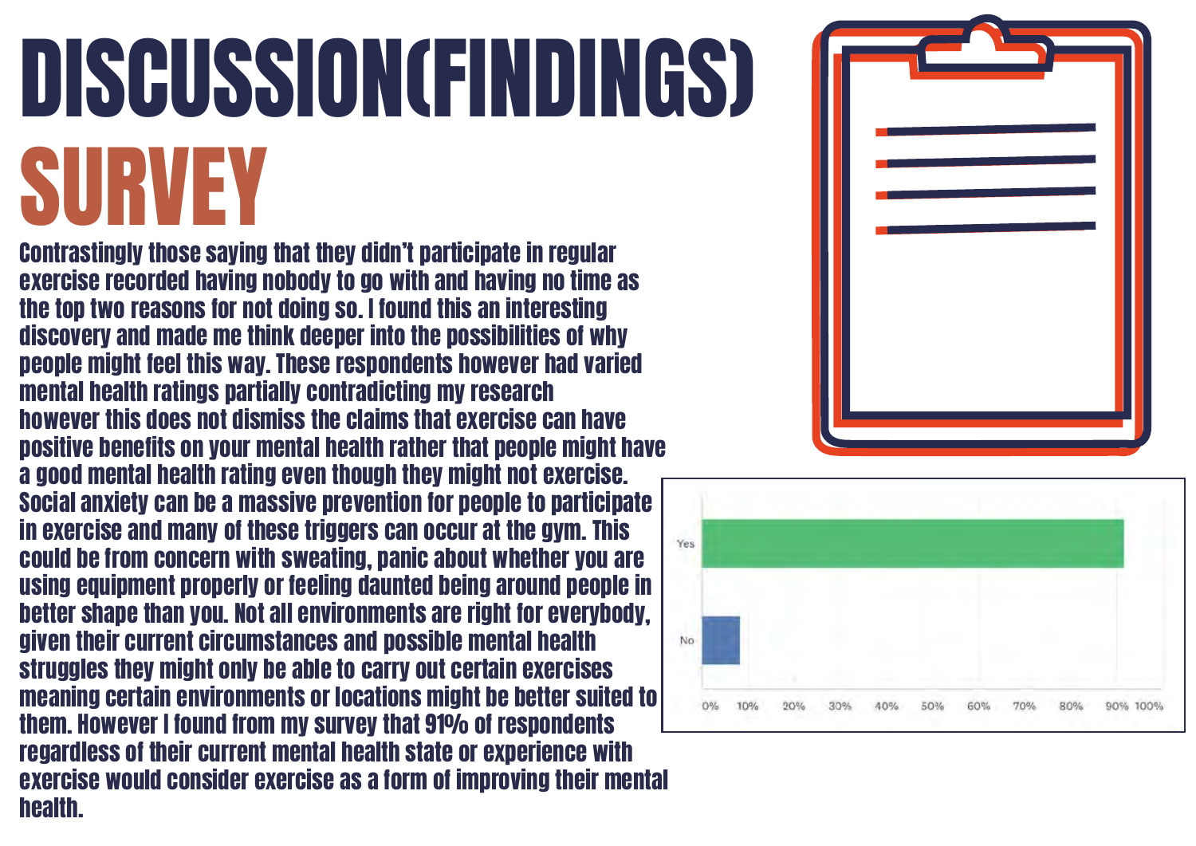# DISCUSSION(FINDINGS)

## SURVEY

Contrastingly those saying that they didn't participate in regular exercise recorded having nobody to go with and having no time as the top two reasons for not doing so. I found this an interesting discovery and made me think deeper into the possibilities of why people might feel this way. These respondents however had varied mental health ratings partially contradicting my research however this does not dismiss the claims that exercise can have positive benefits on your mental health rather that people might have a good mental health rating even though they might not exercise. Social anxiety can be a massive prevention for people to participate in exercise and many of these triggers can occur at the gym. This could be from concern with sweating, panic about whether you are using equipment properly or feeling daunted being around people in better shape than you. Not all environments are right for everybody, given their current circumstances and possible mental health struggles they might only be able to carry out certain exercises meaning certain environments or locations might be better suited to them. However I found from my survey that 91% of respondents regardless of their current mental health state or experience with exercise would consider exercise as a form of improving their mental health.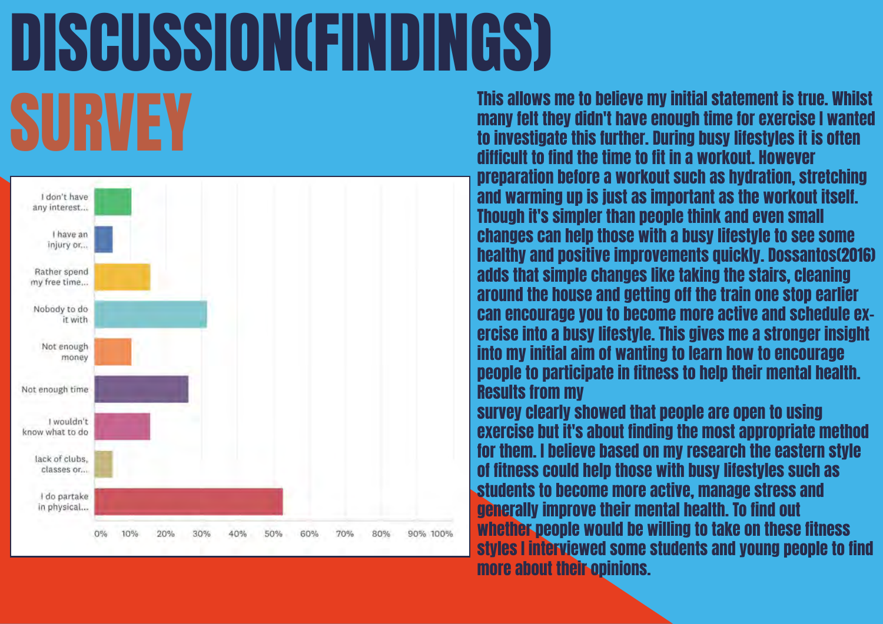# DISCUSSION(FINDINGS)

## SURVEY

| Response | Approx. % |
|---|---|
| I don't have any interest... | 10% |
| I have an injury or... | 5% |
| Rather spend my free time... | 16% |
| Nobody to do it with | 31% |
| Not enough money | 10% |
| Not enough time | 26% |
| I wouldn't know what to do | 16% |
| lack of clubs, classes or... | 5% |
| I do partake in physical... | 52% |

This allows me to believe my initial statement is true. Whilst many felt they didn't have enough time for exercise I wanted to investigate this further. During busy lifestyles it is often difficult to find the time to fit in a workout. However preparation before a workout such as hydration, stretching and warming up is just as important as the workout itself. Though it's simpler than people think and even small changes can help those with a busy lifestyle to see some healthy and positive improvements quickly. Dossantos(2016) adds that simple changes like taking the stairs, cleaning around the house and getting off the train one stop earlier can encourage you to become more active and schedule exercise into a busy lifestyle. This gives me a stronger insight into my initial aim of wanting to learn how to encourage people to participate in fitness to help their mental health. Results from my survey clearly showed that people are open to using exercise but it's about finding the most appropriate method for them. I believe based on my research the eastern style of fitness could help those with busy lifestyles such as students to become more active, manage stress and generally improve their mental health. To find out whether people would be willing to take on these fitness styles I interviewed some students and young people to find more about their opinions.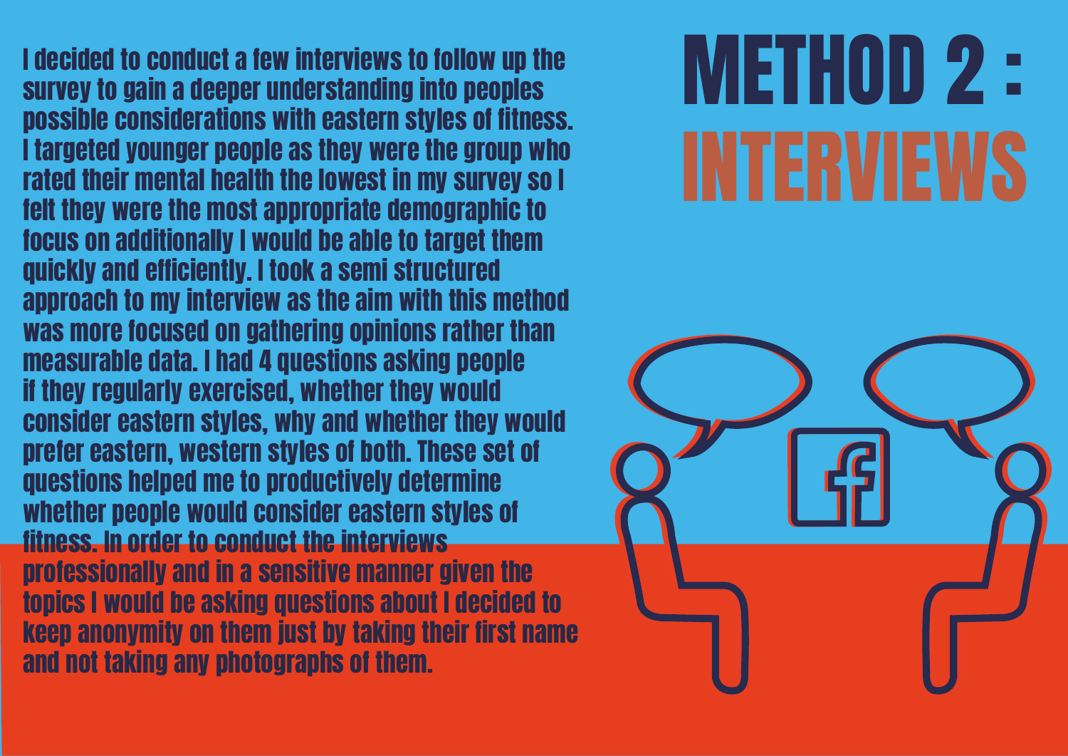# METHOD 2 : INTERVIEWS

I decided to conduct a few interviews to follow up the survey to gain a deeper understanding into peoples possible considerations with eastern styles of fitness. I targeted younger people as they were the group who rated their mental health the lowest in my survey so I felt they were the most appropriate demographic to focus on additionally I would be able to target them quickly and efficiently. I took a semi structured approach to my interview as the aim with this method was more focused on gathering opinions rather than measurable data. I had 4 questions asking people if they regularly exercised, whether they would consider eastern styles, why and whether they would prefer eastern, western styles of both. These set of questions helped me to productively determine whether people would consider eastern styles of fitness. In order to conduct the interviews professionally and in a sensitive manner given the topics I would be asking questions about I decided to keep anonymity on them just by taking their first name and not taking any photographs of them.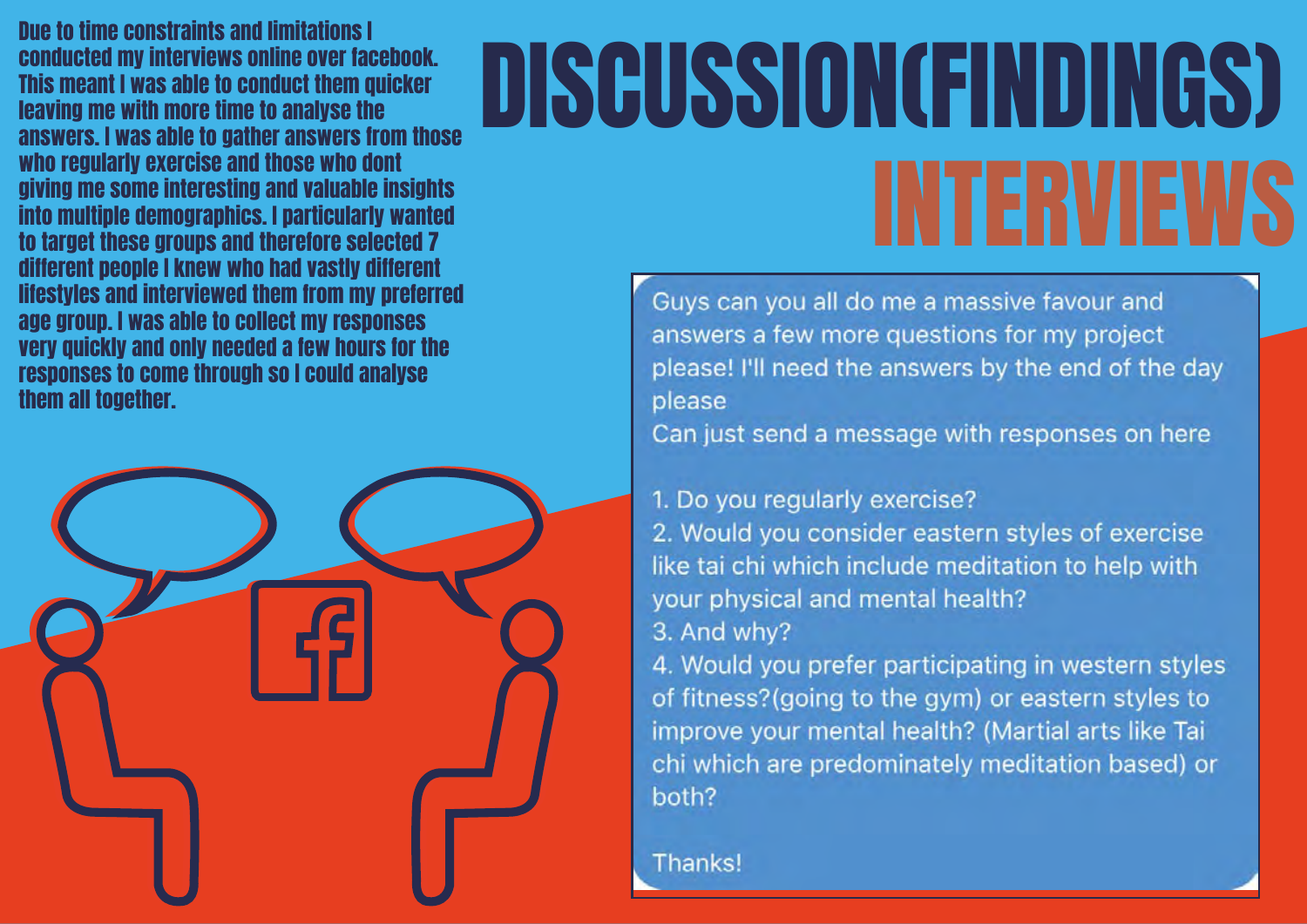# DISCUSSION(FINDINGS)

## INTERVIEWS

Due to time constraints and limitations I conducted my interviews online over facebook. This meant I was able to conduct them quicker leaving me with more time to analyse the answers. I was able to gather answers from those who regularly exercise and those who dont giving me some interesting and valuable insights into multiple demographics. I particularly wanted to target these groups and therefore selected 7 different people I knew who had vastly different lifestyles and interviewed them from my preferred age group. I was able to collect my responses very quickly and only needed a few hours for the responses to come through so I could analyse them all together.

Guys can you all do me a massive favour and answers a few more questions for my project please! I'll need the answers by the end of the day please
Can just send a message with responses on here

1. Do you regularly exercise?
2. Would you consider eastern styles of exercise like tai chi which include meditation to help with your physical and mental health?
3. And why?
4. Would you prefer participating in western styles of fitness?(going to the gym) or eastern styles to improve your mental health? (Martial arts like Tai chi which are predominately meditation based) or both?

Thanks!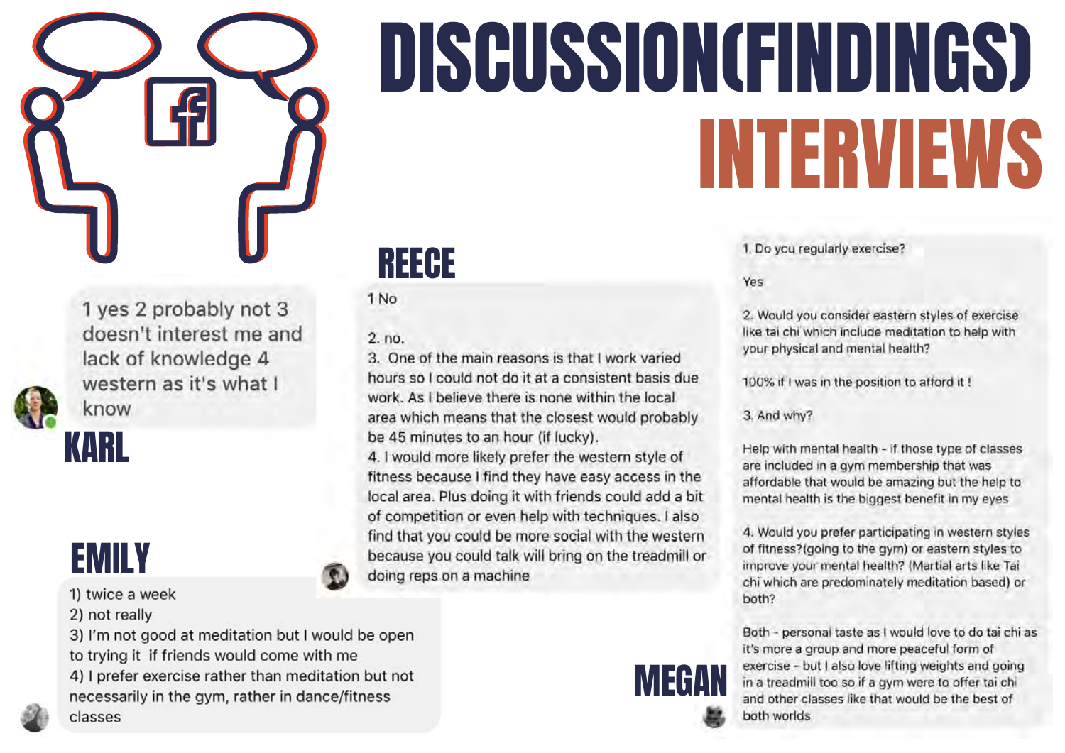# DISCUSSION(FINDINGS)

## INTERVIEWS

### KARL

1 yes 2 probably not 3 doesn't interest me and lack of knowledge 4 western as it's what I know

### REECE

1 No

2. no.

3. One of the main reasons is that I work varied hours so I could not do it at a consistent basis due work. As I believe there is none within the local area which means that the closest would probably be 45 minutes to an hour (if lucky).

4. I would more likely prefer the western style of fitness because I find they have easy access in the local area. Plus doing it with friends could add a bit of competition or even help with techniques. I also find that you could be more social with the western because you could talk will bring on the treadmill or doing reps on a machine

### EMILY

1) twice a week
2) not really
3) I'm not good at meditation but I would be open to trying it if friends would come with me
4) I prefer exercise rather than meditation but not necessarily in the gym, rather in dance/fitness classes

### MEGAN

1. Do you regularly exercise?

Yes

2. Would you consider eastern styles of exercise like tai chi which include meditation to help with your physical and mental health?

100% if I was in the position to afford it !

3. And why?

Help with mental health - if those type of classes are included in a gym membership that was affordable that would be amazing but the help to mental health is the biggest benefit in my eyes

4. Would you prefer participating in western styles of fitness?(going to the gym) or eastern styles to improve your mental health? (Martial arts like Tai chi which are predominately meditation based) or both?

Both - personal taste as I would love to do tai chi as it's more a group and more peaceful form of exercise - but I also love lifting weights and going in a treadmill too so if a gym were to offer tai chi and other classes like that would be the best of both worlds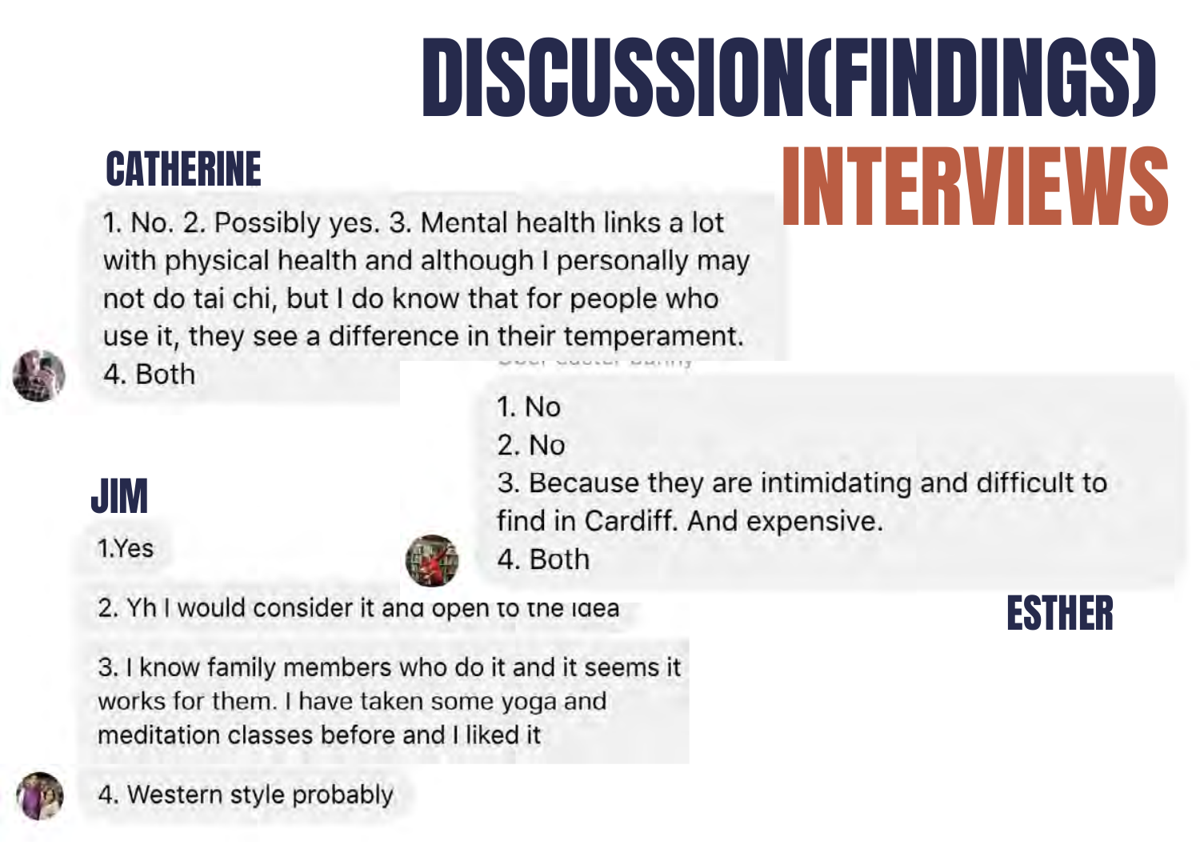# DISCUSSION(FINDINGS)

## INTERVIEWS

### CATHERINE

1. No. 2. Possibly yes. 3. Mental health links a lot with physical health and although I personally may not do tai chi, but I do know that for people who use it, they see a difference in their temperament.
4. Both

### ESTHER

1. No
2. No
3. Because they are intimidating and difficult to find in Cardiff. And expensive.
4. Both

### JIM

1.Yes

2. Yh I would consider it and open to the idea

3. I know family members who do it and it seems it works for them. I have taken some yoga and meditation classes before and I liked it

4. Western style probably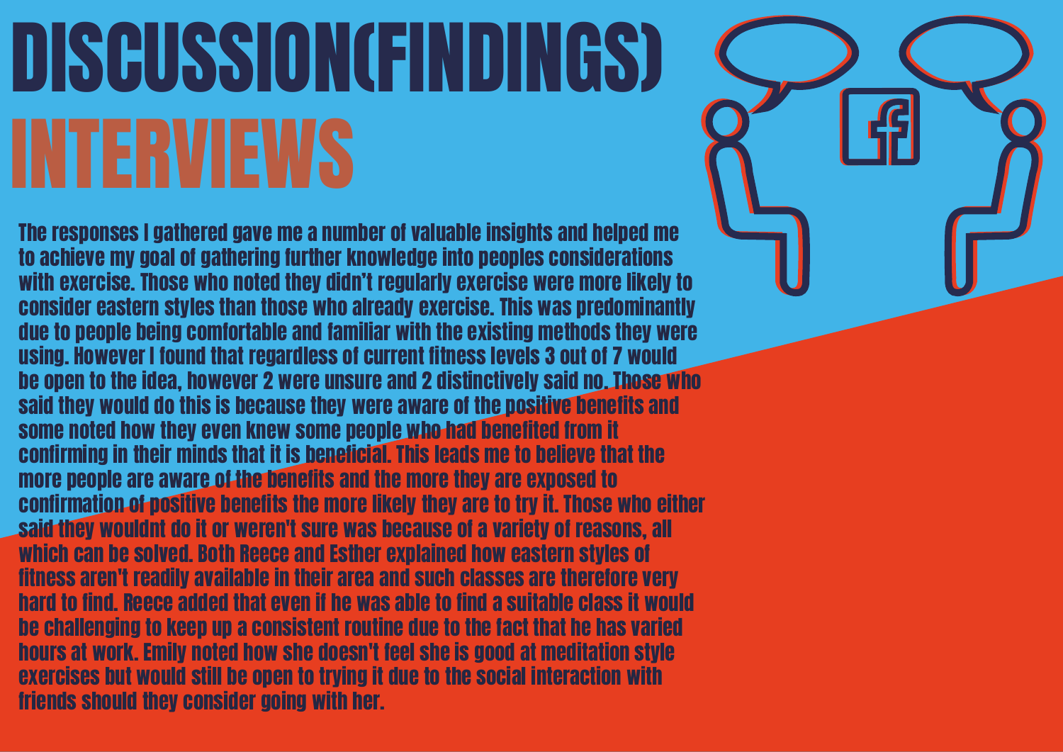# DISCUSSION(FINDINGS)

## INTERVIEWS

The responses I gathered gave me a number of valuable insights and helped me to achieve my goal of gathering further knowledge into peoples considerations with exercise. Those who noted they didn't regularly exercise were more likely to consider eastern styles than those who already exercise. This was predominantly due to people being comfortable and familiar with the existing methods they were using. However I found that regardless of current fitness levels 3 out of 7 would be open to the idea, however 2 were unsure and 2 distinctively said no. Those who said they would do this is because they were aware of the positive benefits and some noted how they even knew some people who had benefited from it confirming in their minds that it is beneficial. This leads me to believe that the more people are aware of the benefits and the more they are exposed to confirmation of positive benefits the more likely they are to try it. Those who either said they wouldnt do it or weren't sure was because of a variety of reasons, all which can be solved. Both Reece and Esther explained how eastern styles of fitness aren't readily available in their area and such classes are therefore very hard to find. Reece added that even if he was able to find a suitable class it would be challenging to keep up a consistent routine due to the fact that he has varied hours at work. Emily noted how she doesn't feel she is good at meditation style exercises but would still be open to trying it due to the social interaction with friends should they consider going with her.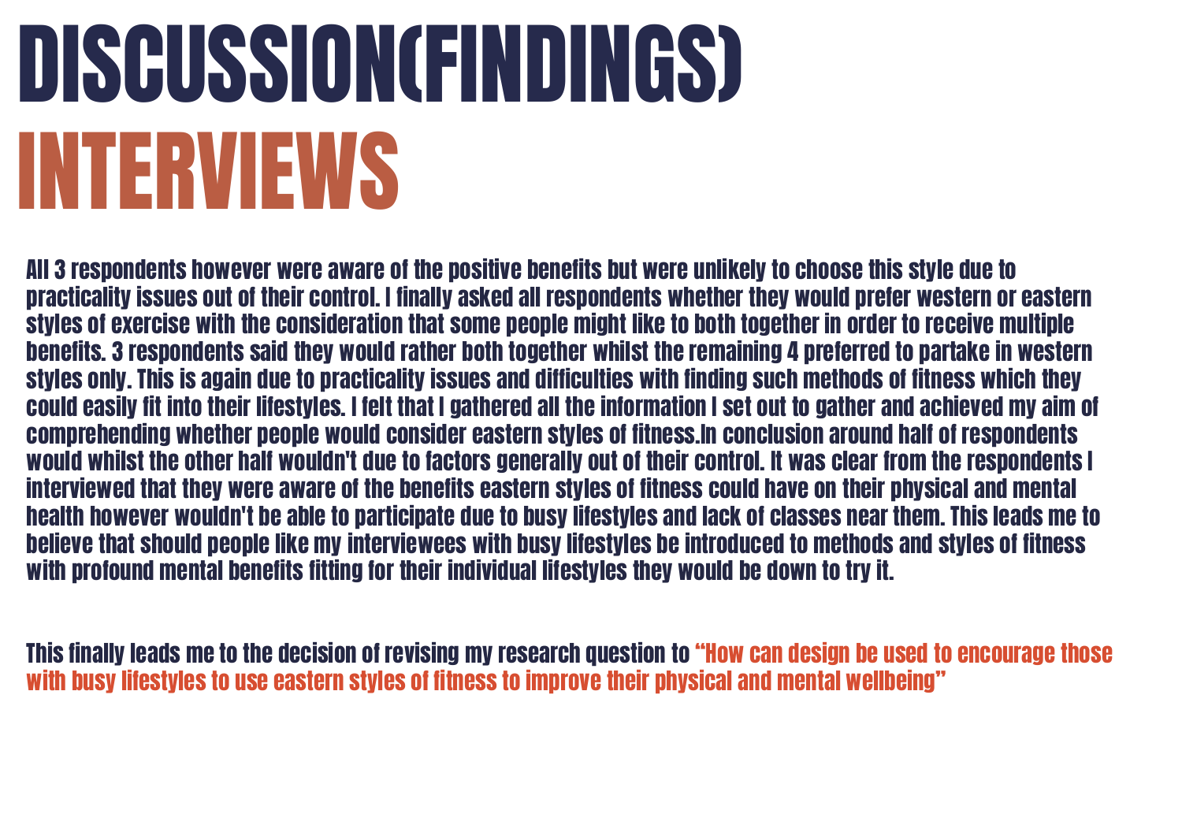# DISCUSSION(FINDINGS)
# INTERVIEWS

All 3 respondents however were aware of the positive benefits but were unlikely to choose this style due to practicality issues out of their control. I finally asked all respondents whether they would prefer western or eastern styles of exercise with the consideration that some people might like to both together in order to receive multiple benefits. 3 respondents said they would rather both together whilst the remaining 4 preferred to partake in western styles only. This is again due to practicality issues and difficulties with finding such methods of fitness which they could easily fit into their lifestyles. I felt that I gathered all the information I set out to gather and achieved my aim of comprehending whether people would consider eastern styles of fitness.In conclusion around half of respondents would whilst the other half wouldn't due to factors generally out of their control. It was clear from the respondents I interviewed that they were aware of the benefits eastern styles of fitness could have on their physical and mental health however wouldn't be able to participate due to busy lifestyles and lack of classes near them. This leads me to believe that should people like my interviewees with busy lifestyles be introduced to methods and styles of fitness with profound mental benefits fitting for their individual lifestyles they would be down to try it.

This finally leads me to the decision of revising my research question to "How can design be used to encourage those with busy lifestyles to use eastern styles of fitness to improve their physical and mental wellbeing"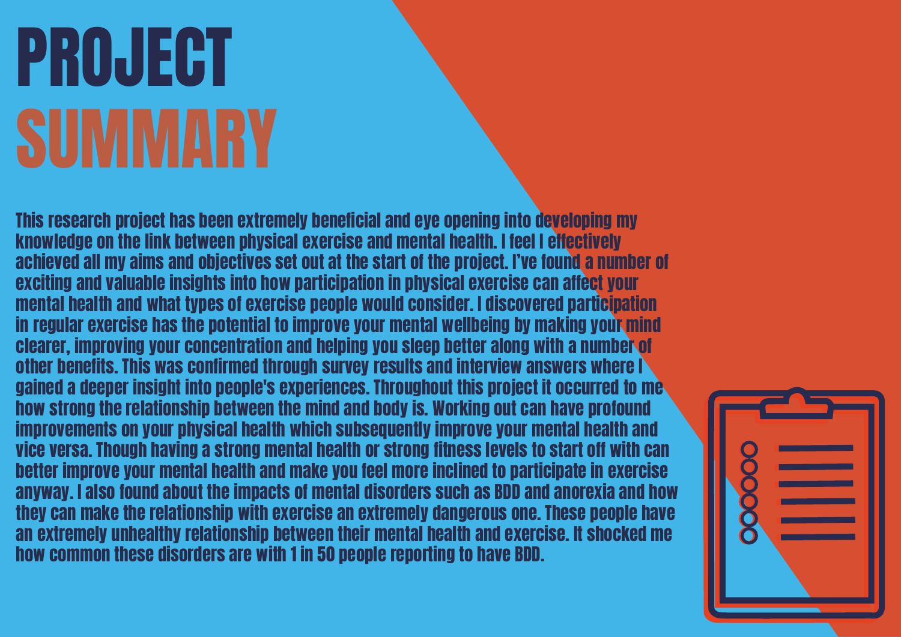# PROJECT SUMMARY

This research project has been extremely beneficial and eye opening into developing my knowledge on the link between physical exercise and mental health. I feel I effectively achieved all my aims and objectives set out at the start of the project. I've found a number of exciting and valuable insights into how participation in physical exercise can affect your mental health and what types of exercise people would consider. I discovered participation in regular exercise has the potential to improve your mental wellbeing by making your mind clearer, improving your concentration and helping you sleep better along with a number of other benefits. This was confirmed through survey results and interview answers where I gained a deeper insight into people's experiences. Throughout this project it occurred to me how strong the relationship between the mind and body is. Working out can have profound improvements on your physical health which subsequently improve your mental health and vice versa. Though having a strong mental health or strong fitness levels to start off with can better improve your mental health and make you feel more inclined to participate in exercise anyway. I also found about the impacts of mental disorders such as BDD and anorexia and how they can make the relationship with exercise an extremely dangerous one. These people have an extremely unhealthy relationship between their mental health and exercise. It shocked me how common these disorders are with 1 in 50 people reporting to have BDD.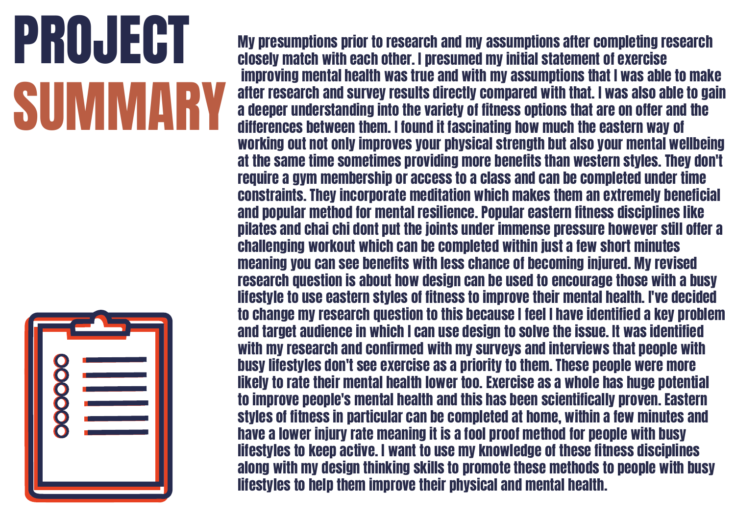# PROJECT SUMMARY

My presumptions prior to research and my assumptions after completing research closely match with each other. I presumed my initial statement of exercise improving mental health was true and with my assumptions that I was able to make after research and survey results directly compared with that. I was also able to gain a deeper understanding into the variety of fitness options that are on offer and the differences between them. I found it fascinating how much the eastern way of working out not only improves your physical strength but also your mental wellbeing at the same time sometimes providing more benefits than western styles. They don't require a gym membership or access to a class and can be completed under time constraints. They incorporate meditation which makes them an extremely beneficial and popular method for mental resilience. Popular eastern fitness disciplines like pilates and chai chi dont put the joints under immense pressure however still offer a challenging workout which can be completed within just a few short minutes meaning you can see benefits with less chance of becoming injured. My revised research question is about how design can be used to encourage those with a busy lifestyle to use eastern styles of fitness to improve their mental health. I've decided to change my research question to this because I feel I have identified a key problem and target audience in which I can use design to solve the issue. It was identified with my research and confirmed with my surveys and interviews that people with busy lifestyles don't see exercise as a priority to them. These people were more likely to rate their mental health lower too. Exercise as a whole has huge potential to improve people's mental health and this has been scientifically proven. Eastern styles of fitness in particular can be completed at home, within a few minutes and have a lower injury rate meaning it is a fool proof method for people with busy lifestyles to keep active. I want to use my knowledge of these fitness disciplines along with my design thinking skills to promote these methods to people with busy lifestyles to help them improve their physical and mental health.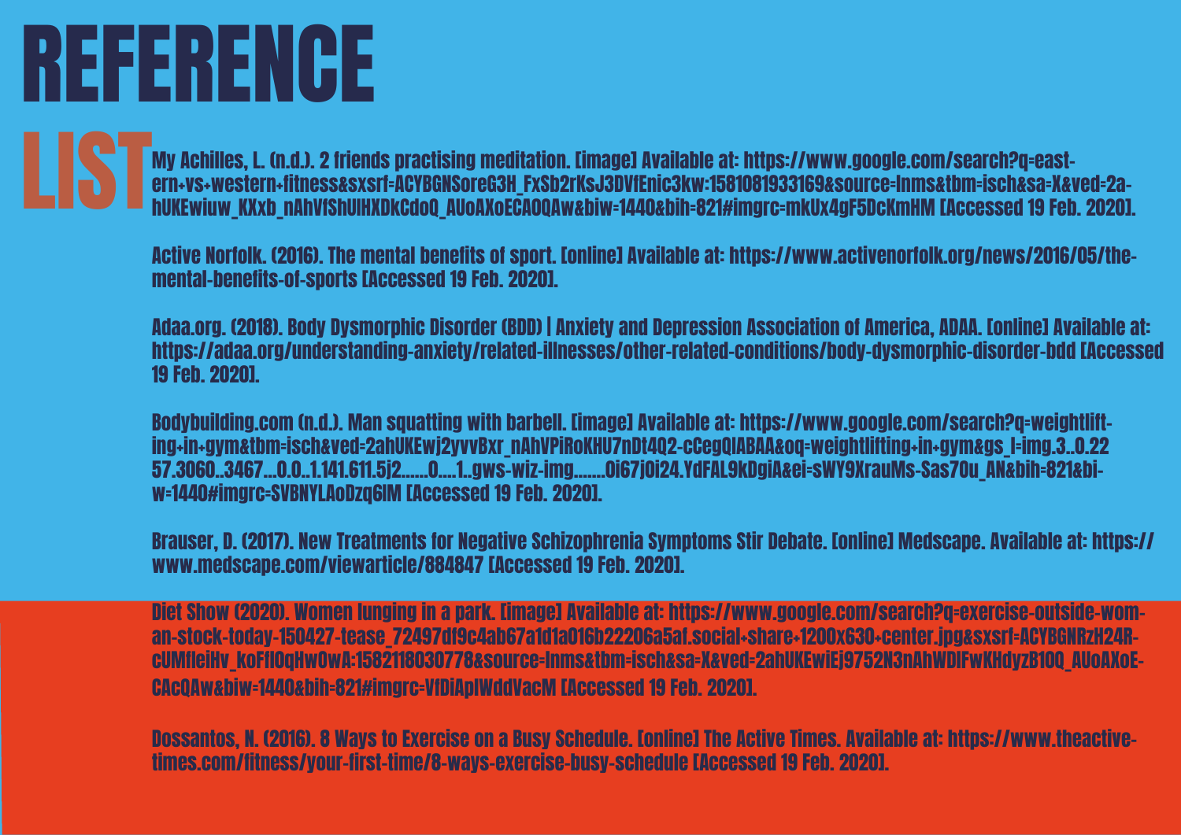# REFERENCE LIST

My Achilles, L. (n.d.). 2 friends practising meditation. [image] Available at: https://www.google.com/search?q=eastern+vs+western+fitness&sxsrf=ACYBGNSoreG3H_FxSb2rKsJ3DVfEnic3kw:1581081933169&source=lnms&tbm=isch&sa=X&ved=2ahUKEwiuw_KXxb_nAhVfShUIHXDkCdoQ_AUoAXoECAOQAw&biw=1440&bih=821#imgrc=mkUx4gF5DcKmHM [Accessed 19 Feb. 2020].

Active Norfolk. (2016). The mental benefits of sport. [online] Available at: https://www.activenorfolk.org/news/2016/05/the-mental-benefits-of-sports [Accessed 19 Feb. 2020].

Adaa.org. (2018). Body Dysmorphic Disorder (BDD) | Anxiety and Depression Association of America, ADAA. [online] Available at: https://adaa.org/understanding-anxiety/related-illnesses/other-related-conditions/body-dysmorphic-disorder-bdd [Accessed 19 Feb. 2020].

Bodybuilding.com (n.d.). Man squatting with barbell. [image] Available at: https://www.google.com/search?q=weightlifting+in+gym&tbm=isch&ved=2ahUKEwj2yvvBxr_nAhVPiRoKHU7nDt4Q2-cCegQIABAA&oq=weightlifting+in+gym&gs_l=img.3..0.2257.3060..3467...0.0..1.141.611.5j2......0....1..gws-wiz-img.......0i67j0i24.YdFAL9kDgiA&ei=sWY9XrauMs-Sas70u_AN&bih=821&biw=1440#imgrc=SVBNYLAoDzq6IM [Accessed 19 Feb. 2020].

Brauser, D. (2017). New Treatments for Negative Schizophrenia Symptoms Stir Debate. [online] Medscape. Available at: https://www.medscape.com/viewarticle/884847 [Accessed 19 Feb. 2020].

Diet Show (2020). Women lunging in a park. [image] Available at: https://www.google.com/search?q=exercise-outside-woman-stock-today-150427-tease_72497df9c4ab67a1d1a016b22206a5af.social+share+1200x630+center.jpg&sxsrf=ACYBGNRzH24R-cUMfleiHv_koFfl0qHw0wA:1582118030778&source=lnms&tbm=isch&sa=X&ved=2ahUKEwiEj9752N3nAhWDlFwKHdyzB10Q_AUoAXoECAcQAw&biw=1440&bih=821#imgrc=VfDiAplWddVacM [Accessed 19 Feb. 2020].

Dossantos, N. (2016). 8 Ways to Exercise on a Busy Schedule. [online] The Active Times. Available at: https://www.theactivetimes.com/fitness/your-first-time/8-ways-exercise-busy-schedule [Accessed 19 Feb. 2020].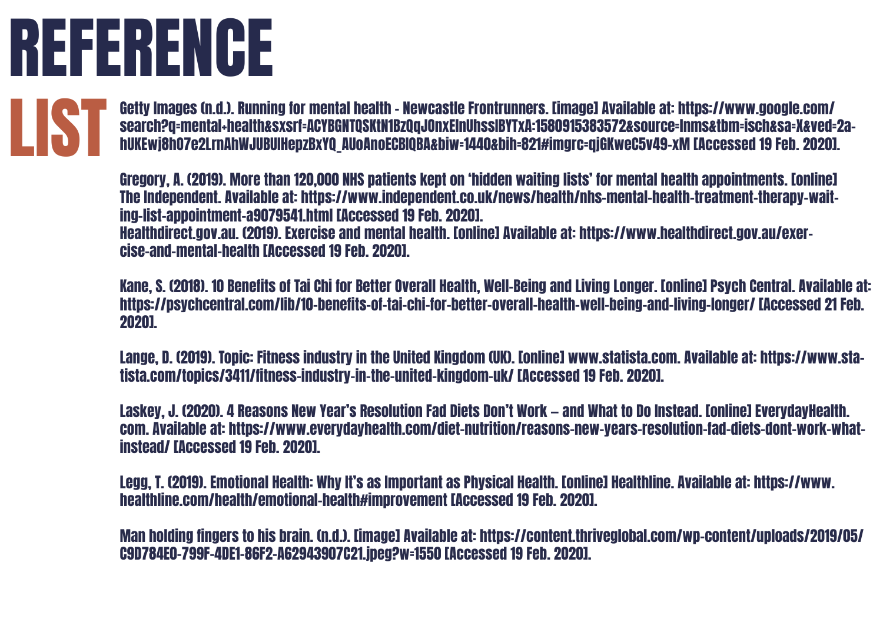# REFERENCE LIST

Getty Images (n.d.). Running for mental health - Newcastle Frontrunners. [image] Available at: https://www.google.com/search?q=mental+health&sxsrf=ACYBGNTQSKtN1BzQqJOnxElnUhsslBYTxA:1580915383572&source=lnms&tbm=isch&sa=X&ved=2ahUKEwj8hO7e2LrnAhWJUBUIHepzBxYQ_AUoAnoECBIQBA&biw=1440&bih=821#imgrc=qjGKweC5v49-xM [Accessed 19 Feb. 2020].

Gregory, A. (2019). More than 120,000 NHS patients kept on 'hidden waiting lists' for mental health appointments. [online] The Independent. Available at: https://www.independent.co.uk/news/health/nhs-mental-health-treatment-therapy-waiting-list-appointment-a9079541.html [Accessed 19 Feb. 2020].

Healthdirect.gov.au. (2019). Exercise and mental health. [online] Available at: https://www.healthdirect.gov.au/exercise-and-mental-health [Accessed 19 Feb. 2020].

Kane, S. (2018). 10 Benefits of Tai Chi for Better Overall Health, Well-Being and Living Longer. [online] Psych Central. Available at: https://psychcentral.com/lib/10-benefits-of-tai-chi-for-better-overall-health-well-being-and-living-longer/ [Accessed 21 Feb. 2020].

Lange, D. (2019). Topic: Fitness industry in the United Kingdom (UK). [online] www.statista.com. Available at: https://www.statista.com/topics/3411/fitness-industry-in-the-united-kingdom-uk/ [Accessed 19 Feb. 2020].

Laskey, J. (2020). 4 Reasons New Year's Resolution Fad Diets Don't Work – and What to Do Instead. [online] EverydayHealth.com. Available at: https://www.everydayhealth.com/diet-nutrition/reasons-new-years-resolution-fad-diets-dont-work-what-instead/ [Accessed 19 Feb. 2020].

Legg, T. (2019). Emotional Health: Why It's as Important as Physical Health. [online] Healthline. Available at: https://www.healthline.com/health/emotional-health#improvement [Accessed 19 Feb. 2020].

Man holding fingers to his brain. (n.d.). [image] Available at: https://content.thriveglobal.com/wp-content/uploads/2019/05/C9D784E0-799F-4DE1-86F2-A62943907C21.jpeg?w=1550 [Accessed 19 Feb. 2020].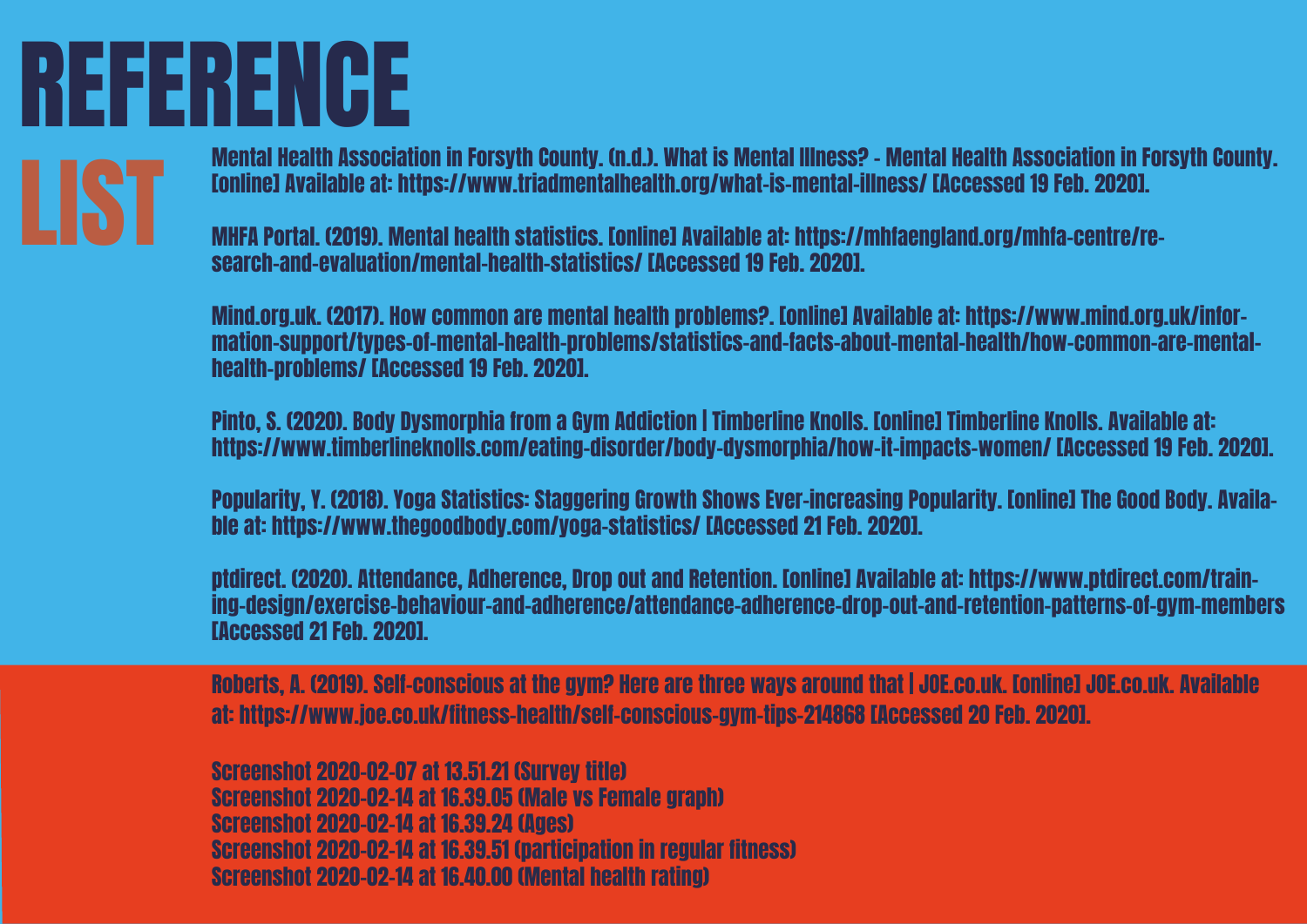# REFERENCE LIST

Mental Health Association in Forsyth County. (n.d.). What is Mental Illness? - Mental Health Association in Forsyth County. [online] Available at: https://www.triadmentalhealth.org/what-is-mental-illness/ [Accessed 19 Feb. 2020].

MHFA Portal. (2019). Mental health statistics. [online] Available at: https://mhfaengland.org/mhfa-centre/research-and-evaluation/mental-health-statistics/ [Accessed 19 Feb. 2020].

Mind.org.uk. (2017). How common are mental health problems?. [online] Available at: https://www.mind.org.uk/information-support/types-of-mental-health-problems/statistics-and-facts-about-mental-health/how-common-are-mental-health-problems/ [Accessed 19 Feb. 2020].

Pinto, S. (2020). Body Dysmorphia from a Gym Addiction | Timberline Knolls. [online] Timberline Knolls. Available at: https://www.timberlineknolls.com/eating-disorder/body-dysmorphia/how-it-impacts-women/ [Accessed 19 Feb. 2020].

Popularity, Y. (2018). Yoga Statistics: Staggering Growth Shows Ever-increasing Popularity. [online] The Good Body. Available at: https://www.thegoodbody.com/yoga-statistics/ [Accessed 21 Feb. 2020].

ptdirect. (2020). Attendance, Adherence, Drop out and Retention. [online] Available at: https://www.ptdirect.com/training-design/exercise-behaviour-and-adherence/attendance-adherence-drop-out-and-retention-patterns-of-gym-members [Accessed 21 Feb. 2020].

Roberts, A. (2019). Self-conscious at the gym? Here are three ways around that | JOE.co.uk. [online] JOE.co.uk. Available at: https://www.joe.co.uk/fitness-health/self-conscious-gym-tips-214868 [Accessed 20 Feb. 2020].

Screenshot 2020-02-07 at 13.51.21 (Survey title)
Screenshot 2020-02-14 at 16.39.05 (Male vs Female graph)
Screenshot 2020-02-14 at 16.39.24 (Ages)
Screenshot 2020-02-14 at 16.39.51 (participation in regular fitness)
Screenshot 2020-02-14 at 16.40.00 (Mental health rating)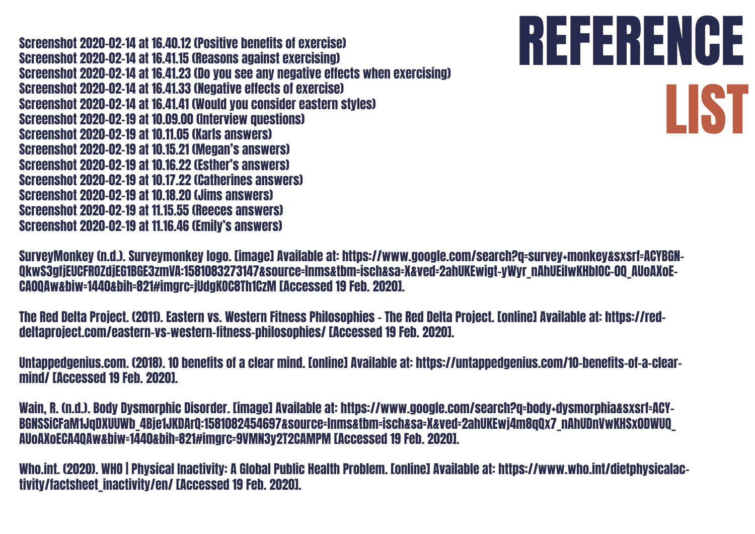# REFERENCE LIST

Screenshot 2020-02-14 at 16.40.12 (Positive benefits of exercise)
Screenshot 2020-02-14 at 16.41.15 (Reasons against exercising)
Screenshot 2020-02-14 at 16.41.23 (Do you see any negative effects when exercising)
Screenshot 2020-02-14 at 16.41.33 (Negative effects of exercise)
Screenshot 2020-02-14 at 16.41.41 (Would you consider eastern styles)
Screenshot 2020-02-19 at 10.09.00 (Interview questions)
Screenshot 2020-02-19 at 10.11.05 (Karls answers)
Screenshot 2020-02-19 at 10.15.21 (Megan's answers)
Screenshot 2020-02-19 at 10.16.22 (Esther's answers)
Screenshot 2020-02-19 at 10.17.22 (Catherines answers)
Screenshot 2020-02-19 at 10.18.20 (Jims answers)
Screenshot 2020-02-19 at 11.15.55 (Reeces answers)
Screenshot 2020-02-19 at 11.16.46 (Emily's answers)

SurveyMonkey (n.d.). Surveymonkey logo. [image] Available at: https://www.google.com/search?q=survey+monkey&sxsrf=ACYBGN-QkwS3gfjEUCFROZdjEG1BGE3zmVA:1581083273147&source=lnms&tbm=isch&sa=X&ved=2ahUKEwigt-yWyr_nAhUEilwKHblOC-0Q_AUoAXoE-CAOQAw&biw=1440&bih=821#imgrc=jUdgKOC8Th1CzM [Accessed 19 Feb. 2020].

The Red Delta Project. (2011). Eastern vs. Western Fitness Philosophies - The Red Delta Project. [online] Available at: https://red-deltaproject.com/eastern-vs-western-fitness-philosophies/ [Accessed 19 Feb. 2020].

Untappedgenius.com. (2018). 10 benefits of a clear mind. [online] Available at: https://untappedgenius.com/10-benefits-of-a-clear-mind/ [Accessed 19 Feb. 2020].

Wain, R. (n.d.). Body Dysmorphic Disorder. [image] Available at: https://www.google.com/search?q=body+dysmorphia&sxsrf=ACY-BGNSSiCFaM1JqDXUUWb_4Bje1JKDArQ:1581082454697&source=lnms&tbm=isch&sa=X&ved=2ahUKEwj4m8qQx7_nAhUDnVwKHSxODWUQ_AUoAXoECA4QAw&biw=1440&bih=821#imgrc=9VMN3y2T2CAMPM [Accessed 19 Feb. 2020].

Who.int. (2020). WHO | Physical Inactivity: A Global Public Health Problem. [online] Available at: https://www.who.int/dietphysicalactivity/factsheet_inactivity/en/ [Accessed 19 Feb. 2020].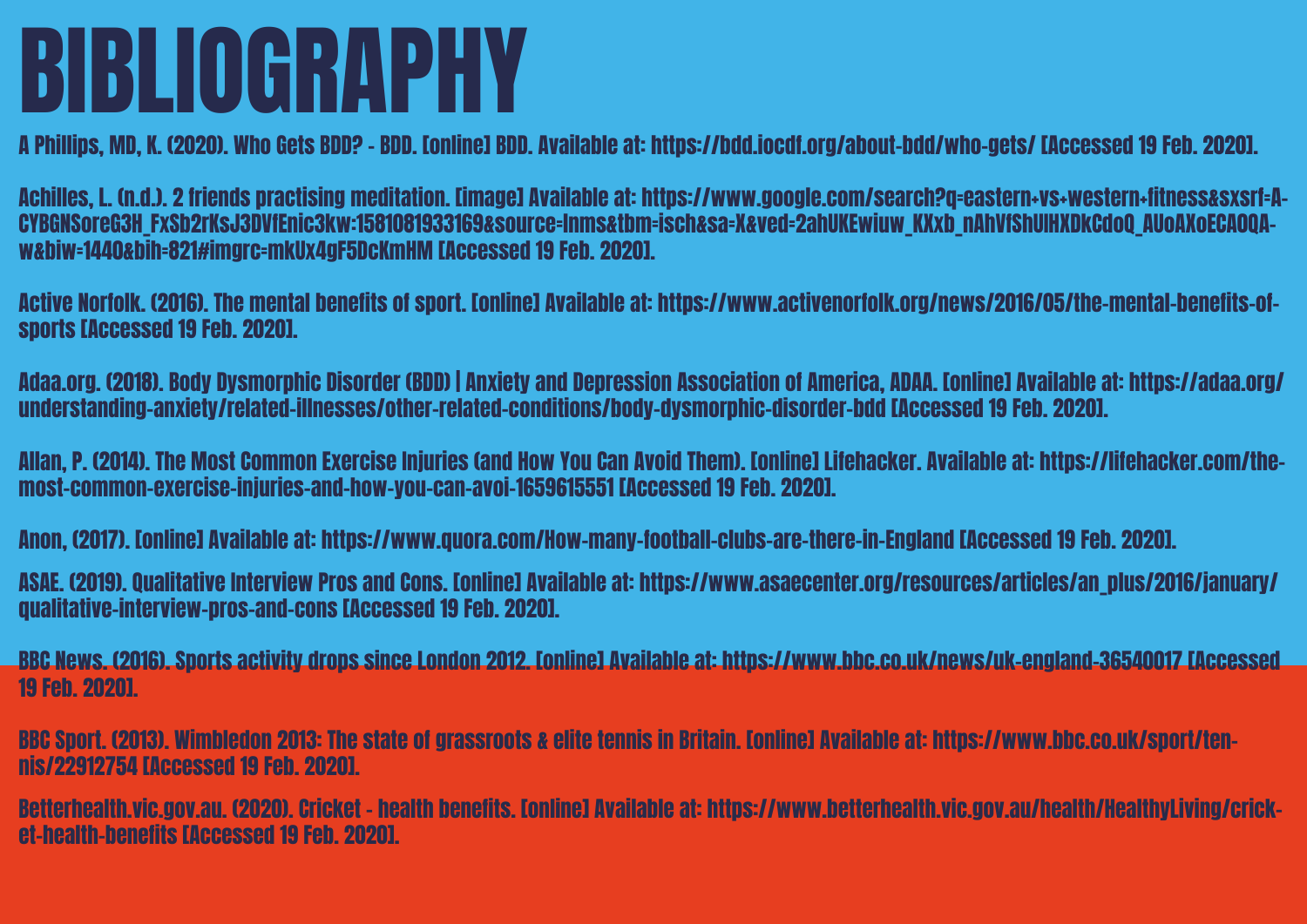# BIBLIOGRAPHY

A Phillips, MD, K. (2020). Who Gets BDD? - BDD. [online] BDD. Available at: https://bdd.iocdf.org/about-bdd/who-gets/ [Accessed 19 Feb. 2020].

Achilles, L. (n.d.). 2 friends practising meditation. [image] Available at: https://www.google.com/search?q=eastern+vs+western+fitness&sxsrf=ACYBGNSoreG3H_FxSb2rKsJ3DVfEnic3kw:1581081933169&source=lnms&tbm=isch&sa=X&ved=2ahUKEwiuw_KXxb_nAhVfShUIHXDkCdoQ_AUoAXoECA0QAw&biw=1440&bih=821#imgrc=mkUx4gF5DcKmHM [Accessed 19 Feb. 2020].

Active Norfolk. (2016). The mental benefits of sport. [online] Available at: https://www.activenorfolk.org/news/2016/05/the-mental-benefits-of-sports [Accessed 19 Feb. 2020].

Adaa.org. (2018). Body Dysmorphic Disorder (BDD) | Anxiety and Depression Association of America, ADAA. [online] Available at: https://adaa.org/understanding-anxiety/related-illnesses/other-related-conditions/body-dysmorphic-disorder-bdd [Accessed 19 Feb. 2020].

Allan, P. (2014). The Most Common Exercise Injuries (and How You Can Avoid Them). [online] Lifehacker. Available at: https://lifehacker.com/the-most-common-exercise-injuries-and-how-you-can-avoi-1659615551 [Accessed 19 Feb. 2020].

Anon, (2017). [online] Available at: https://www.quora.com/How-many-football-clubs-are-there-in-England [Accessed 19 Feb. 2020].

ASAE. (2019). Qualitative Interview Pros and Cons. [online] Available at: https://www.asaecenter.org/resources/articles/an_plus/2016/january/qualitative-interview-pros-and-cons [Accessed 19 Feb. 2020].

BBC News. (2016). Sports activity drops since London 2012. [online] Available at: https://www.bbc.co.uk/news/uk-england-36540017 [Accessed 19 Feb. 2020].

BBC Sport. (2013). Wimbledon 2013: The state of grassroots & elite tennis in Britain. [online] Available at: https://www.bbc.co.uk/sport/tennis/22912754 [Accessed 19 Feb. 2020].

Betterhealth.vic.gov.au. (2020). Cricket - health benefits. [online] Available at: https://www.betterhealth.vic.gov.au/health/HealthyLiving/cricket-health-benefits [Accessed 19 Feb. 2020].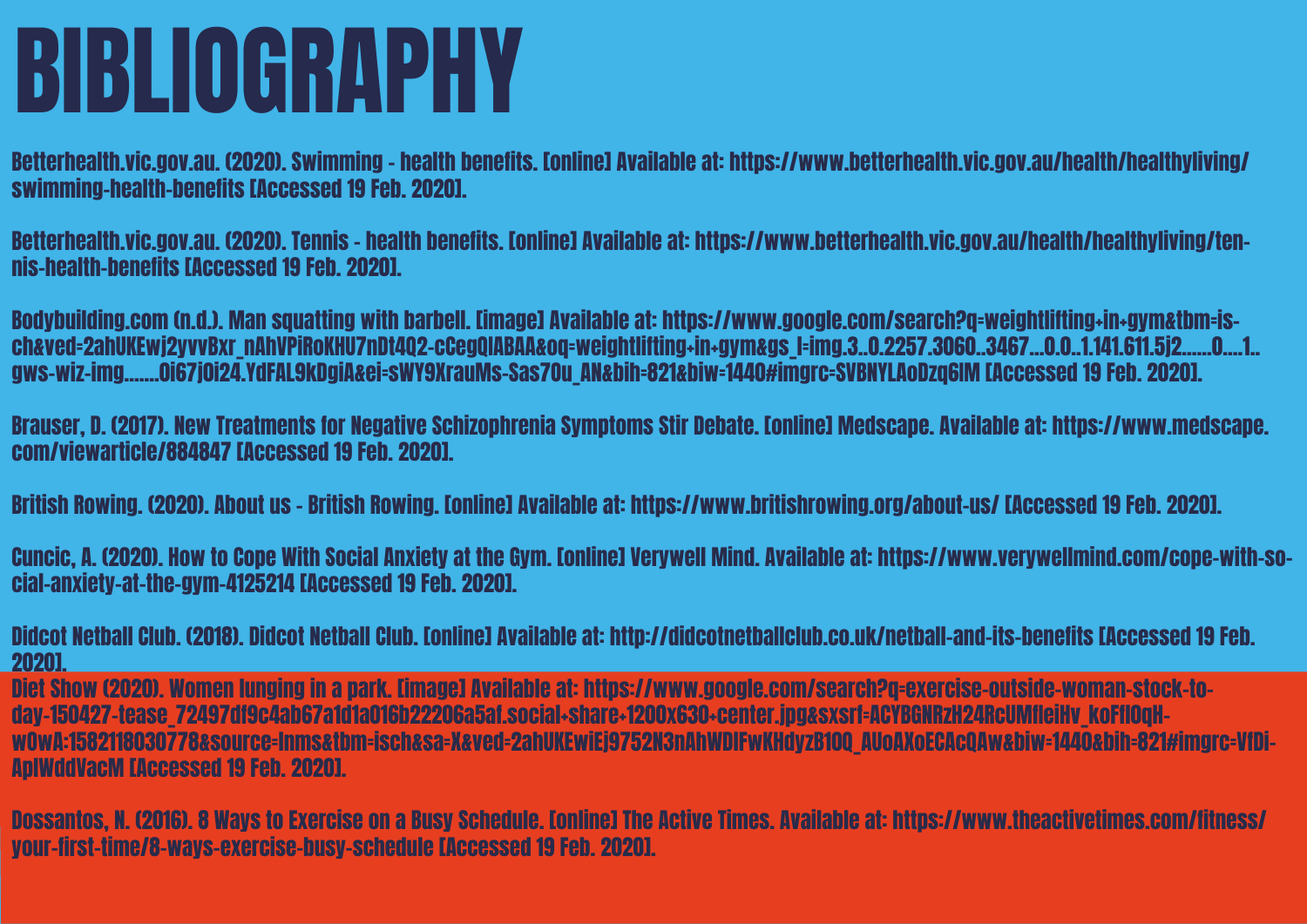# BIBLIOGRAPHY

Betterhealth.vic.gov.au. (2020). Swimming - health benefits. [online] Available at: https://www.betterhealth.vic.gov.au/health/healthyliving/swimming-health-benefits [Accessed 19 Feb. 2020].

Betterhealth.vic.gov.au. (2020). Tennis - health benefits. [online] Available at: https://www.betterhealth.vic.gov.au/health/healthyliving/tennis-health-benefits [Accessed 19 Feb. 2020].

Bodybuilding.com (n.d.). Man squatting with barbell. [image] Available at: https://www.google.com/search?q=weightlifting+in+gym&tbm=isch&ved=2ahUKEwj2yvvBxr_nAhVPiRoKHU7nDt4Q2-cCegQIABAA&oq=weightlifting+in+gym&gs_l=img.3..0.2257.3060..3467...0.0..1.141.611.5j2......0....1..gws-wiz-img.......0i67j0i24.YdFAL9kDgiA&ei=sWY9XrauMs-Sas70u_AN&bih=821&biw=1440#imgrc=SVBNYLAoDzq6lM [Accessed 19 Feb. 2020].

Brauser, D. (2017). New Treatments for Negative Schizophrenia Symptoms Stir Debate. [online] Medscape. Available at: https://www.medscape.com/viewarticle/884847 [Accessed 19 Feb. 2020].

British Rowing. (2020). About us - British Rowing. [online] Available at: https://www.britishrowing.org/about-us/ [Accessed 19 Feb. 2020].

Cuncic, A. (2020). How to Cope With Social Anxiety at the Gym. [online] Verywell Mind. Available at: https://www.verywellmind.com/cope-with-social-anxiety-at-the-gym-4125214 [Accessed 19 Feb. 2020].

Didcot Netball Club. (2018). Didcot Netball Club. [online] Available at: http://didcotnetballclub.co.uk/netball-and-its-benefits [Accessed 19 Feb. 2020].

Diet Show (2020). Women lunging in a park. [image] Available at: https://www.google.com/search?q=exercise-outside-woman-stock-today-150427-tease_72497df9c4ab67a1d1a016b22206a5af.social+share+1200x630+center.jpg&sxsrf=ACYBGNRzH24RcUMfleiHv_koFfI0qHw0wA:1582118030778&source=lnms&tbm=isch&sa=X&ved=2ahUKEwiEj9752N3nAhWDlFwKHdyzB10Q_AUoAXoECAcQAw&biw=1440&bih=821#imgrc=VfDiApIWddVacM [Accessed 19 Feb. 2020].

Dossantos, N. (2016). 8 Ways to Exercise on a Busy Schedule. [online] The Active Times. Available at: https://www.theactivetimes.com/fitness/your-first-time/8-ways-exercise-busy-schedule [Accessed 19 Feb. 2020].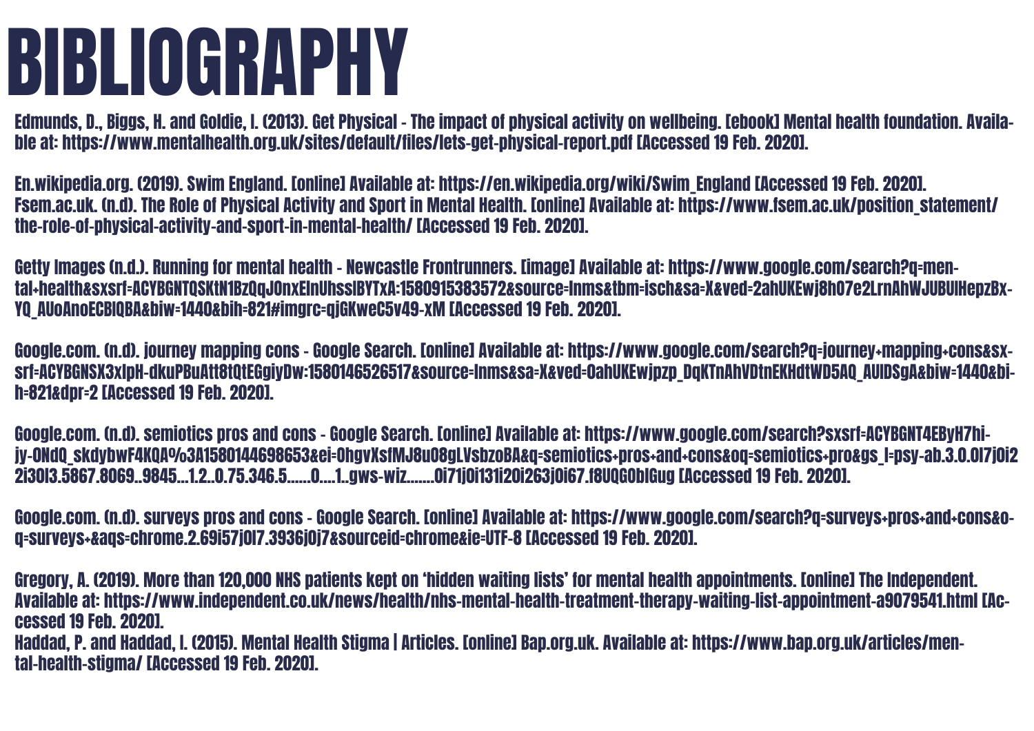# BIBLIOGRAPHY

Edmunds, D., Biggs, H. and Goldie, I. (2013). Get Physical - The impact of physical activity on wellbeing. [ebook] Mental health foundation. Available at: https://www.mentalhealth.org.uk/sites/default/files/lets-get-physical-report.pdf [Accessed 19 Feb. 2020].

En.wikipedia.org. (2019). Swim England. [online] Available at: https://en.wikipedia.org/wiki/Swim_England [Accessed 19 Feb. 2020].
Fsem.ac.uk. (n.d). The Role of Physical Activity and Sport in Mental Health. [online] Available at: https://www.fsem.ac.uk/position_statement/the-role-of-physical-activity-and-sport-in-mental-health/ [Accessed 19 Feb. 2020].

Getty Images (n.d.). Running for mental health - Newcastle Frontrunners. [image] Available at: https://www.google.com/search?q=mental+health&sxsrf=ACYBGNTQSKtN1BzQqJ0nxEInUhssIBYTxA:1580915383572&source=lnms&tbm=isch&sa=X&ved=2ahUKEwj8h07e2LrnAhWJUBUIHepzBxYQ_AUoAnoECBIQBA&biw=1440&bih=821#imgrc=qjGKweC5v49-xM [Accessed 19 Feb. 2020].

Google.com. (n.d). journey mapping cons - Google Search. [online] Available at: https://www.google.com/search?q=journey+mapping+cons&sxsrf=ACYBGNSX3xlpH-dkuPBuAtt8tQtEGgiyDw:1580146526517&source=lnms&sa=X&ved=0ahUKEwjpzp_DqKTnAhVDtnEKHdtWD5AQ_AUIDSgA&biw=1440&bih=821&dpr=2 [Accessed 19 Feb. 2020].

Google.com. (n.d). semiotics pros and cons - Google Search. [online] Available at: https://www.google.com/search?sxsrf=ACYBGNT4EByH7hijy-ONdQ_skdybwF4KQA%3A1580144698653&ei=OhgvXsfMJ8u08gLVsbzoBA&q=semiotics+pros+and+cons&oq=semiotics+pro&gs_l=psy-ab.3.0.0l7j0i22i30l3.5867.8069..9845...1.2..0.75.346.5......0....1..gws-wiz.......0i71j0i131i20i263j0i67.f8UQG0bIGug [Accessed 19 Feb. 2020].

Google.com. (n.d). surveys pros and cons - Google Search. [online] Available at: https://www.google.com/search?q=surveys+pros+and+cons&oq=surveys+&aqs=chrome.2.69i57j0l7.3936j0j7&sourceid=chrome&ie=UTF-8 [Accessed 19 Feb. 2020].

Gregory, A. (2019). More than 120,000 NHS patients kept on 'hidden waiting lists' for mental health appointments. [online] The Independent. Available at: https://www.independent.co.uk/news/health/nhs-mental-health-treatment-therapy-waiting-list-appointment-a9079541.html [Accessed 19 Feb. 2020].
Haddad, P. and Haddad, I. (2015). Mental Health Stigma | Articles. [online] Bap.org.uk. Available at: https://www.bap.org.uk/articles/mental-health-stigma/ [Accessed 19 Feb. 2020].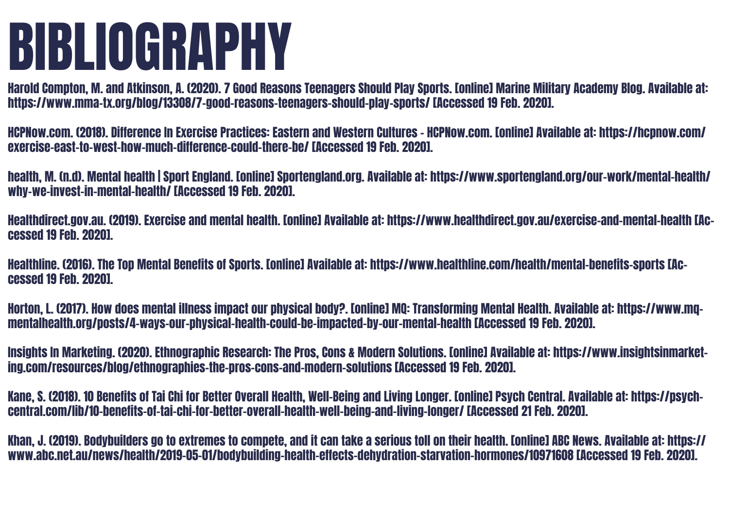# BIBLIOGRAPHY

Harold Compton, M. and Atkinson, A. (2020). 7 Good Reasons Teenagers Should Play Sports. [online] Marine Military Academy Blog. Available at: https://www.mma-tx.org/blog/13308/7-good-reasons-teenagers-should-play-sports/ [Accessed 19 Feb. 2020].

HCPNow.com. (2018). Difference In Exercise Practices: Eastern and Western Cultures - HCPNow.com. [online] Available at: https://hcpnow.com/exercise-east-to-west-how-much-difference-could-there-be/ [Accessed 19 Feb. 2020].

health, M. (n.d). Mental health | Sport England. [online] Sportengland.org. Available at: https://www.sportengland.org/our-work/mental-health/why-we-invest-in-mental-health/ [Accessed 19 Feb. 2020].

Healthdirect.gov.au. (2019). Exercise and mental health. [online] Available at: https://www.healthdirect.gov.au/exercise-and-mental-health [Accessed 19 Feb. 2020].

Healthline. (2016). The Top Mental Benefits of Sports. [online] Available at: https://www.healthline.com/health/mental-benefits-sports [Accessed 19 Feb. 2020].

Horton, L. (2017). How does mental illness impact our physical body?. [online] MQ: Transforming Mental Health. Available at: https://www.mqmentalhealth.org/posts/4-ways-our-physical-health-could-be-impacted-by-our-mental-health [Accessed 19 Feb. 2020].

Insights In Marketing. (2020). Ethnographic Research: The Pros, Cons & Modern Solutions. [online] Available at: https://www.insightsinmarketing.com/resources/blog/ethnographies-the-pros-cons-and-modern-solutions [Accessed 19 Feb. 2020].

Kane, S. (2018). 10 Benefits of Tai Chi for Better Overall Health, Well-Being and Living Longer. [online] Psych Central. Available at: https://psychcentral.com/lib/10-benefits-of-tai-chi-for-better-overall-health-well-being-and-living-longer/ [Accessed 21 Feb. 2020].

Khan, J. (2019). Bodybuilders go to extremes to compete, and it can take a serious toll on their health. [online] ABC News. Available at: https://www.abc.net.au/news/health/2019-05-01/bodybuilding-health-effects-dehydration-starvation-hormones/10971608 [Accessed 19 Feb. 2020].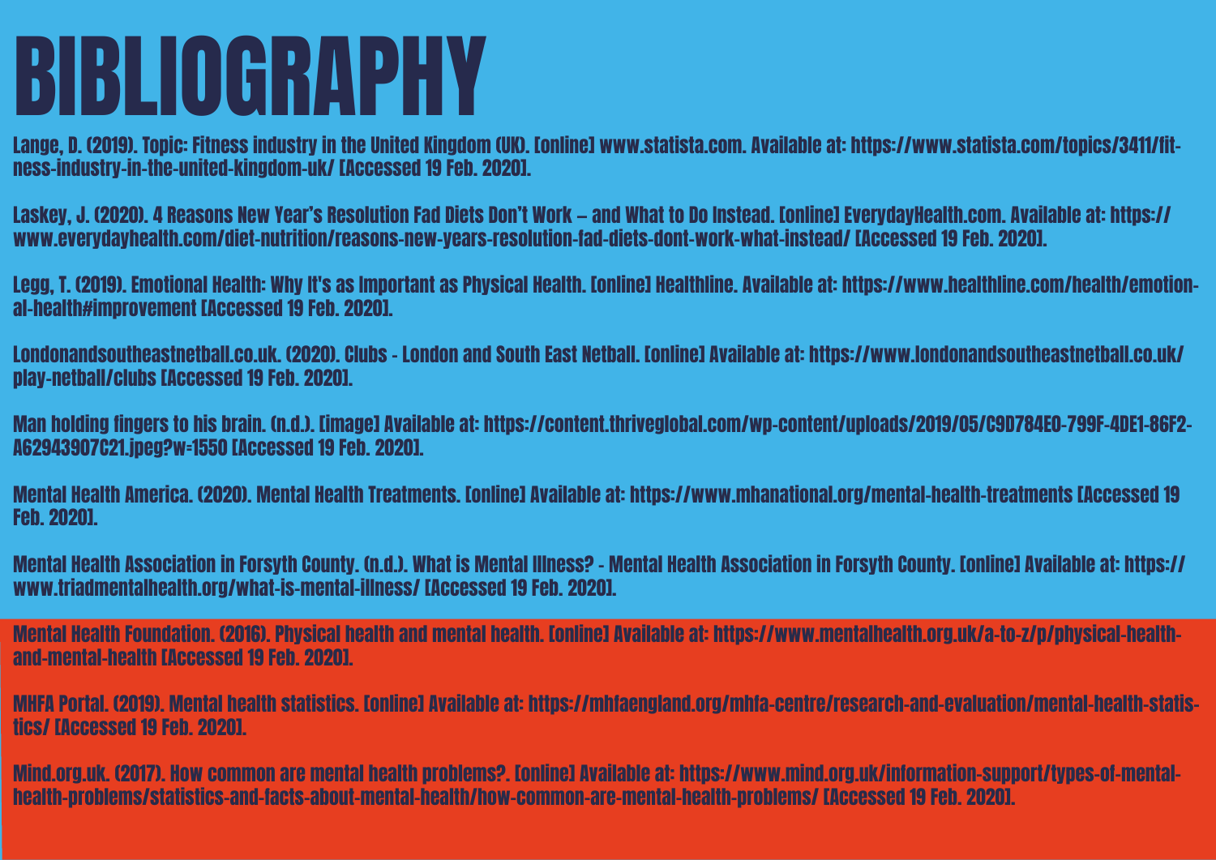# BIBLIOGRAPHY

Lange, D. (2019). Topic: Fitness industry in the United Kingdom (UK). [online] www.statista.com. Available at: https://www.statista.com/topics/3411/fitness-industry-in-the-united-kingdom-uk/ [Accessed 19 Feb. 2020].

Laskey, J. (2020). 4 Reasons New Year's Resolution Fad Diets Don't Work – and What to Do Instead. [online] EverydayHealth.com. Available at: https://www.everydayhealth.com/diet-nutrition/reasons-new-years-resolution-fad-diets-dont-work-what-instead/ [Accessed 19 Feb. 2020].

Legg, T. (2019). Emotional Health: Why It's as Important as Physical Health. [online] Healthline. Available at: https://www.healthline.com/health/emotional-health#improvement [Accessed 19 Feb. 2020].

Londonandsoutheastnetball.co.uk. (2020). Clubs - London and South East Netball. [online] Available at: https://www.londonandsoutheastnetball.co.uk/play-netball/clubs [Accessed 19 Feb. 2020].

Man holding fingers to his brain. (n.d.). [image] Available at: https://content.thriveglobal.com/wp-content/uploads/2019/05/C9D784E0-799F-4DE1-86F2-A62943907C21.jpeg?w=1550 [Accessed 19 Feb. 2020].

Mental Health America. (2020). Mental Health Treatments. [online] Available at: https://www.mhanational.org/mental-health-treatments [Accessed 19 Feb. 2020].

Mental Health Association in Forsyth County. (n.d.). What is Mental Illness? - Mental Health Association in Forsyth County. [online] Available at: https://www.triadmentalhealth.org/what-is-mental-illness/ [Accessed 19 Feb. 2020].

Mental Health Foundation. (2016). Physical health and mental health. [online] Available at: https://www.mentalhealth.org.uk/a-to-z/p/physical-health-and-mental-health [Accessed 19 Feb. 2020].

MHFA Portal. (2019). Mental health statistics. [online] Available at: https://mhfaengland.org/mhfa-centre/research-and-evaluation/mental-health-statistics/ [Accessed 19 Feb. 2020].

Mind.org.uk. (2017). How common are mental health problems?. [online] Available at: https://www.mind.org.uk/information-support/types-of-mental-health-problems/statistics-and-facts-about-mental-health/how-common-are-mental-health-problems/ [Accessed 19 Feb. 2020].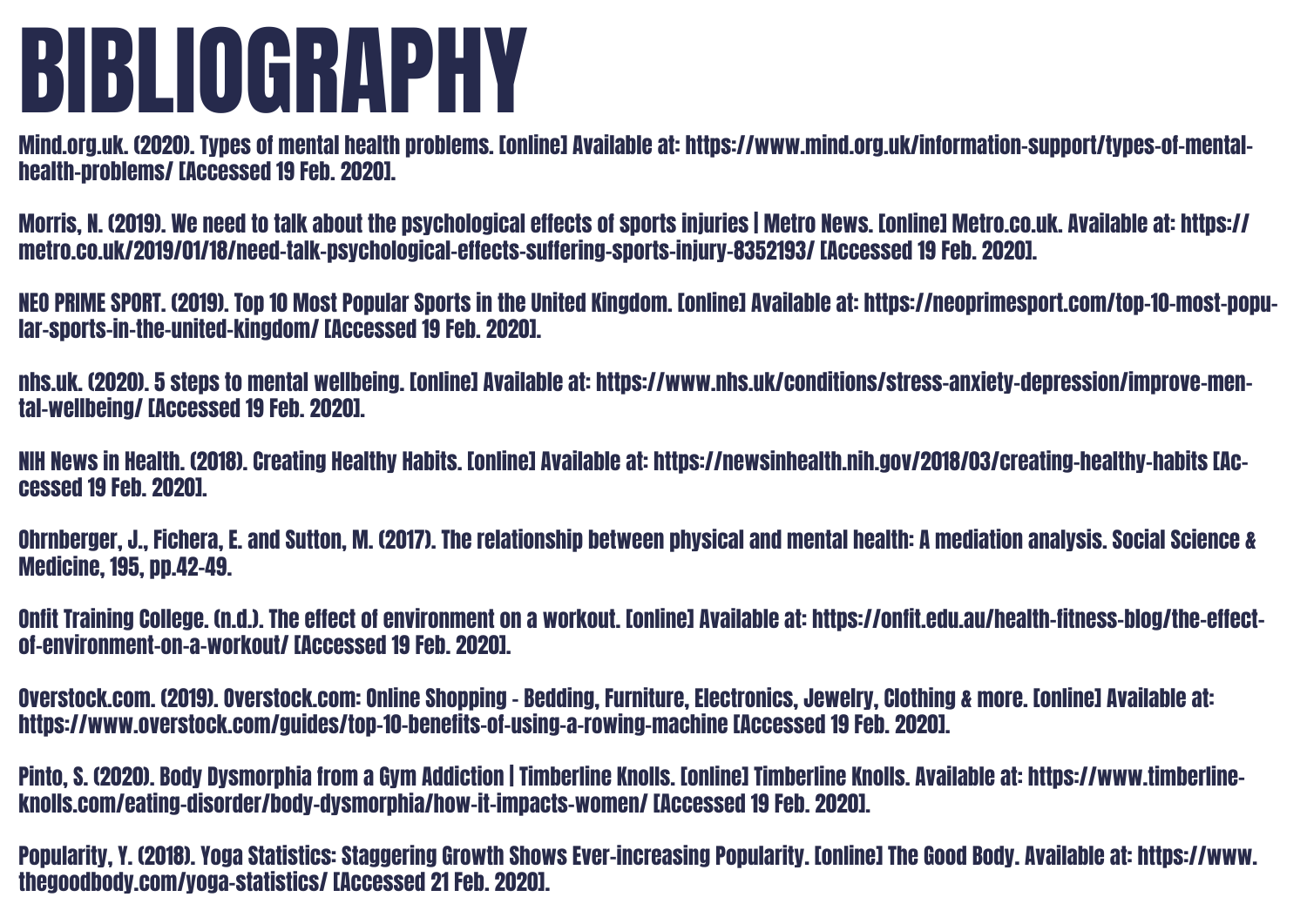# BIBLIOGRAPHY

Mind.org.uk. (2020). Types of mental health problems. [online] Available at: https://www.mind.org.uk/information-support/types-of-mental-health-problems/ [Accessed 19 Feb. 2020].

Morris, N. (2019). We need to talk about the psychological effects of sports injuries | Metro News. [online] Metro.co.uk. Available at: https://metro.co.uk/2019/01/18/need-talk-psychological-effects-suffering-sports-injury-8352193/ [Accessed 19 Feb. 2020].

NEO PRIME SPORT. (2019). Top 10 Most Popular Sports in the United Kingdom. [online] Available at: https://neoprimesport.com/top-10-most-popular-sports-in-the-united-kingdom/ [Accessed 19 Feb. 2020].

nhs.uk. (2020). 5 steps to mental wellbeing. [online] Available at: https://www.nhs.uk/conditions/stress-anxiety-depression/improve-mental-wellbeing/ [Accessed 19 Feb. 2020].

NIH News in Health. (2018). Creating Healthy Habits. [online] Available at: https://newsinhealth.nih.gov/2018/03/creating-healthy-habits [Accessed 19 Feb. 2020].

Ohrnberger, J., Fichera, E. and Sutton, M. (2017). The relationship between physical and mental health: A mediation analysis. Social Science & Medicine, 195, pp.42-49.

Onfit Training College. (n.d.). The effect of environment on a workout. [online] Available at: https://onfit.edu.au/health-fitness-blog/the-effect-of-environment-on-a-workout/ [Accessed 19 Feb. 2020].

Overstock.com. (2019). Overstock.com: Online Shopping - Bedding, Furniture, Electronics, Jewelry, Clothing & more. [online] Available at: https://www.overstock.com/guides/top-10-benefits-of-using-a-rowing-machine [Accessed 19 Feb. 2020].

Pinto, S. (2020). Body Dysmorphia from a Gym Addiction | Timberline Knolls. [online] Timberline Knolls. Available at: https://www.timberline-knolls.com/eating-disorder/body-dysmorphia/how-it-impacts-women/ [Accessed 19 Feb. 2020].

Popularity, Y. (2018). Yoga Statistics: Staggering Growth Shows Ever-increasing Popularity. [online] The Good Body. Available at: https://www.thegoodbody.com/yoga-statistics/ [Accessed 21 Feb. 2020].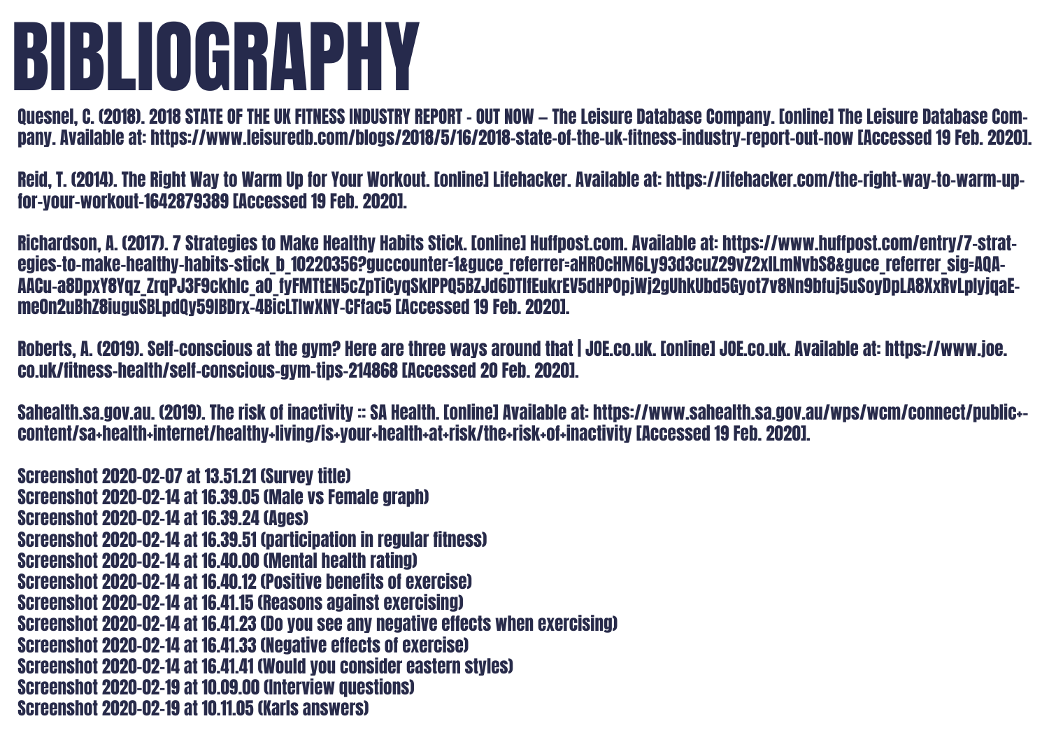# BIBLIOGRAPHY

Quesnel, C. (2018). 2018 STATE OF THE UK FITNESS INDUSTRY REPORT - OUT NOW – The Leisure Database Company. [online] The Leisure Database Company. Available at: https://www.leisuredb.com/blogs/2018/5/16/2018-state-of-the-uk-fitness-industry-report-out-now [Accessed 19 Feb. 2020].

Reid, T. (2014). The Right Way to Warm Up for Your Workout. [online] Lifehacker. Available at: https://lifehacker.com/the-right-way-to-warm-up-for-your-workout-1642879389 [Accessed 19 Feb. 2020].

Richardson, A. (2017). 7 Strategies to Make Healthy Habits Stick. [online] Huffpost.com. Available at: https://www.huffpost.com/entry/7-strategies-to-make-healthy-habits-stick_b_10220356?guccounter=1&guce_referrer=aHR0cHM6Ly93d3cuZ29vZ2xlLmNvbS8&guce_referrer_sig=AQAAACu-a8DpxY8Yqz_ZrqPJ3F9ckhlc_a0_fyFMTtEN5cZpTiCyqSklPPQ5BZJd6DTIfEukrEV5dHP0pjWj2gUhkUbd5Gyot7v8Nn9bfuj5uSoyDpLA8XxRvLplyjqaEme0n2uBhZ8iuguSBLpdQy59lBDrx-4BicLTlwXNY-CFfac5 [Accessed 19 Feb. 2020].

Roberts, A. (2019). Self-conscious at the gym? Here are three ways around that | JOE.co.uk. [online] JOE.co.uk. Available at: https://www.joe.co.uk/fitness-health/self-conscious-gym-tips-214868 [Accessed 20 Feb. 2020].

Sahealth.sa.gov.au. (2019). The risk of inactivity :: SA Health. [online] Available at: https://www.sahealth.sa.gov.au/wps/wcm/connect/public+content/sa+health+internet/healthy+living/is+your+health+at+risk/the+risk+of+inactivity [Accessed 19 Feb. 2020].

Screenshot 2020-02-07 at 13.51.21 (Survey title)
Screenshot 2020-02-14 at 16.39.05 (Male vs Female graph)
Screenshot 2020-02-14 at 16.39.24 (Ages)
Screenshot 2020-02-14 at 16.39.51 (participation in regular fitness)
Screenshot 2020-02-14 at 16.40.00 (Mental health rating)
Screenshot 2020-02-14 at 16.40.12 (Positive benefits of exercise)
Screenshot 2020-02-14 at 16.41.15 (Reasons against exercising)
Screenshot 2020-02-14 at 16.41.23 (Do you see any negative effects when exercising)
Screenshot 2020-02-14 at 16.41.33 (Negative effects of exercise)
Screenshot 2020-02-14 at 16.41.41 (Would you consider eastern styles)
Screenshot 2020-02-19 at 10.09.00 (Interview questions)
Screenshot 2020-02-19 at 10.11.05 (Karls answers)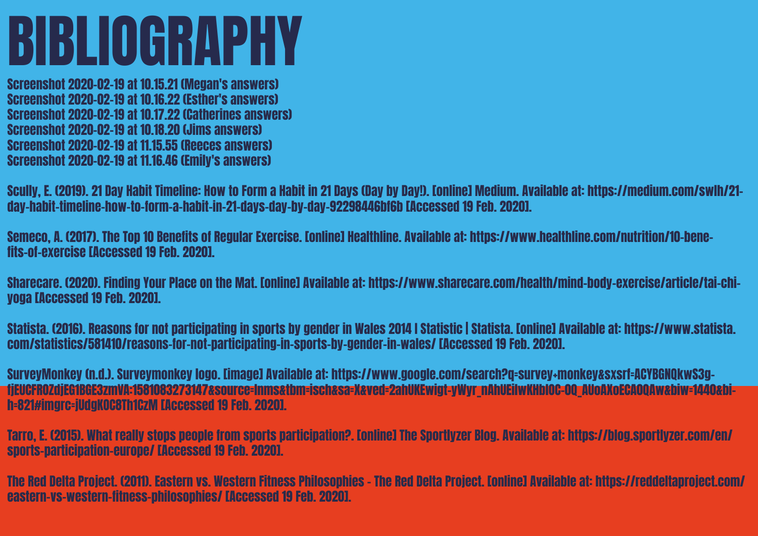# BIBLIOGRAPHY

Screenshot 2020-02-19 at 10.15.21 (Megan's answers)
Screenshot 2020-02-19 at 10.16.22 (Esther's answers)
Screenshot 2020-02-19 at 10.17.22 (Catherines answers)
Screenshot 2020-02-19 at 10.18.20 (Jims answers)
Screenshot 2020-02-19 at 11.15.55 (Reeces answers)
Screenshot 2020-02-19 at 11.16.46 (Emily's answers)

Scully, E. (2019). 21 Day Habit Timeline: How to Form a Habit in 21 Days (Day by Day!). [online] Medium. Available at: https://medium.com/swlh/21-day-habit-timeline-how-to-form-a-habit-in-21-days-day-by-day-92298446bf6b [Accessed 19 Feb. 2020].

Semeco, A. (2017). The Top 10 Benefits of Regular Exercise. [online] Healthline. Available at: https://www.healthline.com/nutrition/10-benefits-of-exercise [Accessed 19 Feb. 2020].

Sharecare. (2020). Finding Your Place on the Mat. [online] Available at: https://www.sharecare.com/health/mind-body-exercise/article/tai-chi-yoga [Accessed 19 Feb. 2020].

Statista. (2016). Reasons for not participating in sports by gender in Wales 2014 | Statistic | Statista. [online] Available at: https://www.statista.com/statistics/581410/reasons-for-not-participating-in-sports-by-gender-in-wales/ [Accessed 19 Feb. 2020].

SurveyMonkey (n.d.). Surveymonkey logo. [image] Available at: https://www.google.com/search?q=survey+monkey&sxsrf=ACYBGNQkwS3g-fjEUCFROZdjEG1BGE3zmVA:1581083273147&source=lnms&tbm=isch&sa=X&ved=2ahUKEwigt-yWyr_nAhUEilwKHbl0C-0Q_AUoAXoECA0QAw&biw=1440&bih=821#imgrc=jUdgK0C8Th1CzM [Accessed 19 Feb. 2020].

Tarro, E. (2015). What really stops people from sports participation?. [online] The Sportlyzer Blog. Available at: https://blog.sportlyzer.com/en/sports-participation-europe/ [Accessed 19 Feb. 2020].

The Red Delta Project. (2011). Eastern vs. Western Fitness Philosophies - The Red Delta Project. [online] Available at: https://reddeltaproject.com/eastern-vs-western-fitness-philosophies/ [Accessed 19 Feb. 2020].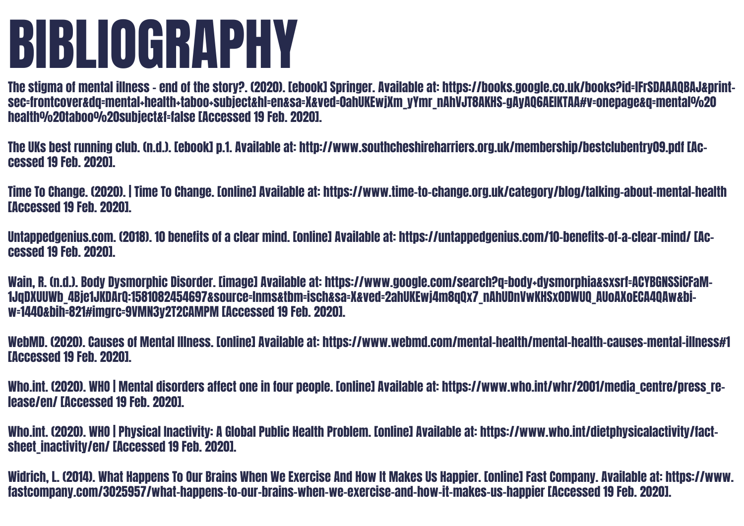# BIBLIOGRAPHY

The stigma of mental illness - end of the story?. (2020). [ebook] Springer. Available at: https://books.google.co.uk/books?id=lFrSDAAAQBAJ&printsec=frontcover&dq=mental+health+taboo+subject&hl=en&sa=X&ved=0ahUKEwjXm_yYmr_nAhVJT8AKHS-gAyAQ6AEIKTAA#v=onepage&q=mental%20health%20taboo%20subject&f=false [Accessed 19 Feb. 2020].

The UKs best running club. (n.d.). [ebook] p.1. Available at: http://www.southcheshireharriers.org.uk/membership/bestclubentry09.pdf [Accessed 19 Feb. 2020].

Time To Change. (2020). | Time To Change. [online] Available at: https://www.time-to-change.org.uk/category/blog/talking-about-mental-health [Accessed 19 Feb. 2020].

Untappedgenius.com. (2018). 10 benefits of a clear mind. [online] Available at: https://untappedgenius.com/10-benefits-of-a-clear-mind/ [Accessed 19 Feb. 2020].

Wain, R. (n.d.). Body Dysmorphic Disorder. [image] Available at: https://www.google.com/search?q=body+dysmorphia&sxsrf=ACYBGNSSiCFaM-1JqDXUUWb_4Bje1JKDArQ:1581082454697&source=lnms&tbm=isch&sa=X&ved=2ahUKEwj4m8qQx7_nAhUDnVwKHSxODWUQ_AUoAXoECA4QAw&biw=1440&bih=821#imgrc=9VMN3y2T2CAMPM [Accessed 19 Feb. 2020].

WebMD. (2020). Causes of Mental Illness. [online] Available at: https://www.webmd.com/mental-health/mental-health-causes-mental-illness#1 [Accessed 19 Feb. 2020].

Who.int. (2020). WHO | Mental disorders affect one in four people. [online] Available at: https://www.who.int/whr/2001/media_centre/press_release/en/ [Accessed 19 Feb. 2020].

Who.int. (2020). WHO | Physical Inactivity: A Global Public Health Problem. [online] Available at: https://www.who.int/dietphysicalactivity/factsheet_inactivity/en/ [Accessed 19 Feb. 2020].

Widrich, L. (2014). What Happens To Our Brains When We Exercise And How It Makes Us Happier. [online] Fast Company. Available at: https://www.fastcompany.com/3025957/what-happens-to-our-brains-when-we-exercise-and-how-it-makes-us-happier [Accessed 19 Feb. 2020].